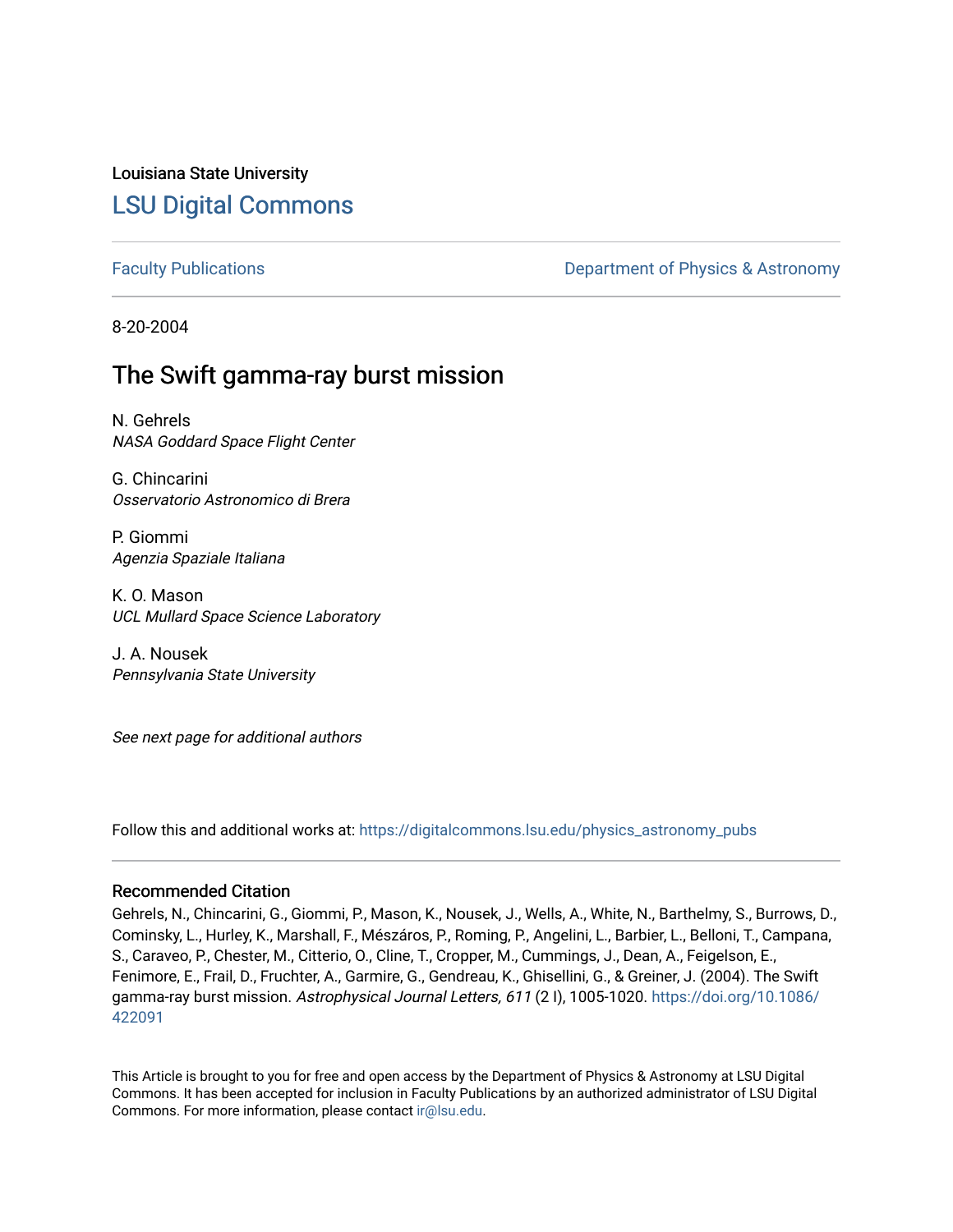Louisiana State University

# LSU Digital Commons

Faculty Publications

Department of Physics & Astronomy

8-20-2004

## The Swift gamma-ray burst mission

N. Gehrels
*NASA Goddard Space Flight Center*

G. Chincarini
*Osservatorio Astronomico di Brera*

P. Giommi
*Agenzia Spaziale Italiana*

K. O. Mason
*UCL Mullard Space Science Laboratory*

J. A. Nousek
*Pennsylvania State University*

*See next page for additional authors*

Follow this and additional works at: https://digitalcommons.lsu.edu/physics_astronomy_pubs

### Recommended Citation

Gehrels, N., Chincarini, G., Giommi, P., Mason, K., Nousek, J., Wells, A., White, N., Barthelmy, S., Burrows, D., Cominsky, L., Hurley, K., Marshall, F., Mészáros, P., Roming, P., Angelini, L., Barbier, L., Belloni, T., Campana, S., Caraveo, P., Chester, M., Citterio, O., Cline, T., Cropper, M., Cummings, J., Dean, A., Feigelson, E., Fenimore, E., Frail, D., Fruchter, A., Garmire, G., Gendreau, K., Ghisellini, G., & Greiner, J. (2004). The Swift gamma-ray burst mission. *Astrophysical Journal Letters, 611* (2 I), 1005-1020. https://doi.org/10.1086/422091

This Article is brought to you for free and open access by the Department of Physics & Astronomy at LSU Digital Commons. It has been accepted for inclusion in Faculty Publications by an authorized administrator of LSU Digital Commons. For more information, please contact ir@lsu.edu.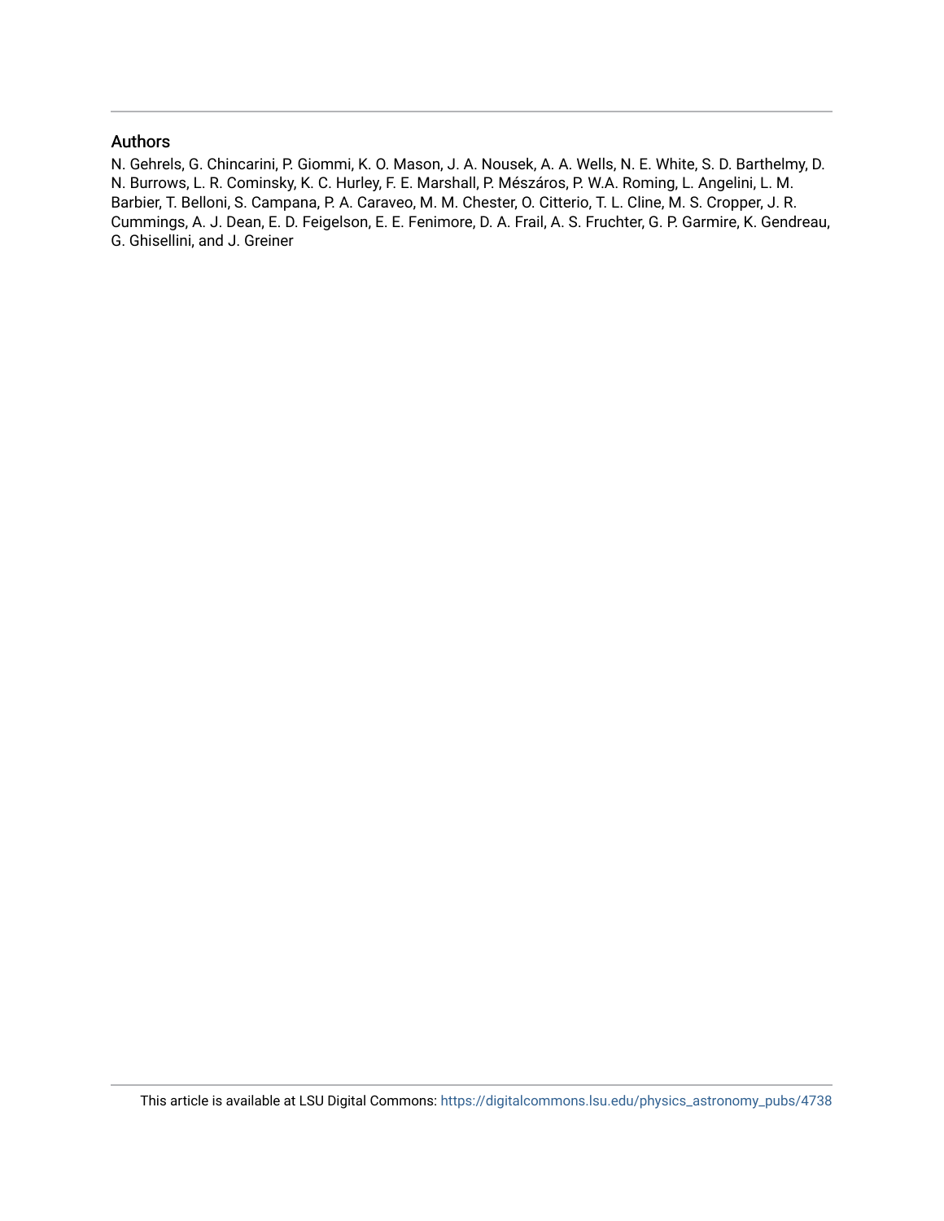## Authors

N. Gehrels, G. Chincarini, P. Giommi, K. O. Mason, J. A. Nousek, A. A. Wells, N. E. White, S. D. Barthelmy, D. N. Burrows, L. R. Cominsky, K. C. Hurley, F. E. Marshall, P. Mészáros, P. W.A. Roming, L. Angelini, L. M. Barbier, T. Belloni, S. Campana, P. A. Caraveo, M. M. Chester, O. Citterio, T. L. Cline, M. S. Cropper, J. R. Cummings, A. J. Dean, E. D. Feigelson, E. E. Fenimore, D. A. Frail, A. S. Fruchter, G. P. Garmire, K. Gendreau, G. Ghisellini, and J. Greiner

This article is available at LSU Digital Commons: https://digitalcommons.lsu.edu/physics_astronomy_pubs/4738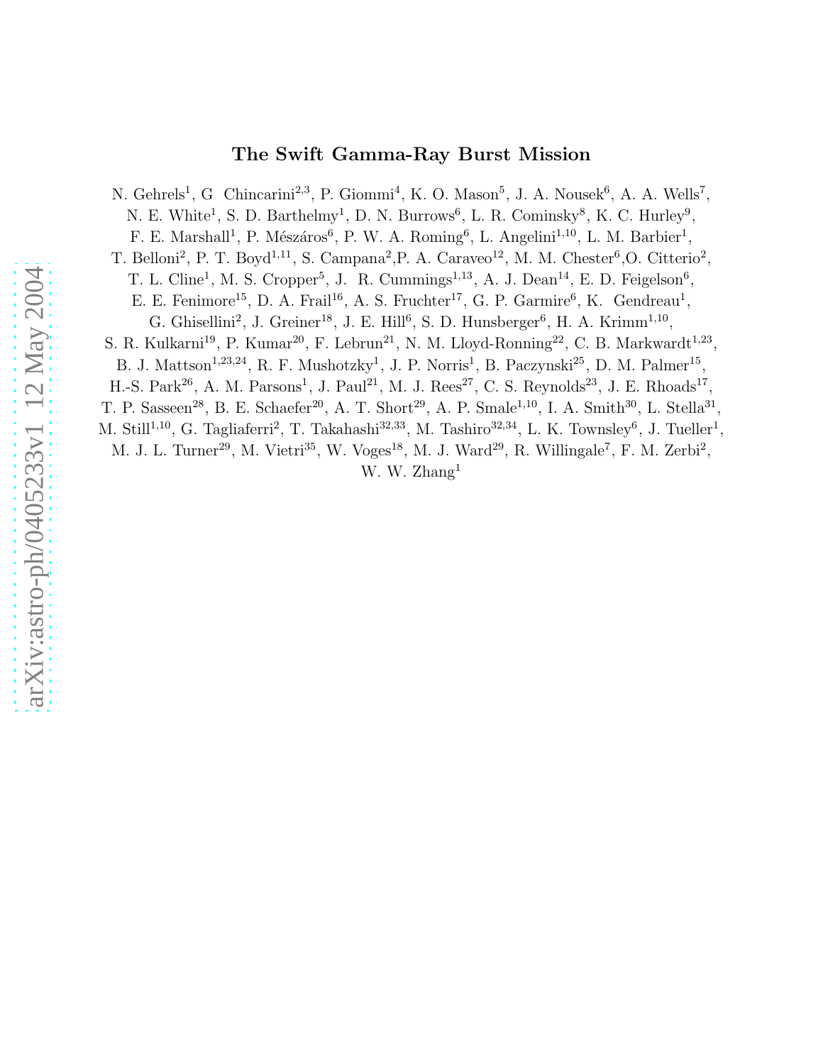# The Swift Gamma-Ray Burst Mission

N. Gehrels[1], G Chincarini[2,3], P. Giommi[4], K. O. Mason[5], J. A. Nousek[6], A. A. Wells[7], N. E. White[1], S. D. Barthelmy[1], D. N. Burrows[6], L. R. Cominsky[8], K. C. Hurley[9], F. E. Marshall[1], P. Mészáros[6], P. W. A. Roming[6], L. Angelini[1,10], L. M. Barbier[1], T. Belloni[2], P. T. Boyd[1,11], S. Campana[2], P. A. Caraveo[12], M. M. Chester[6], O. Citterio[2], T. L. Cline[1], M. S. Cropper[5], J. R. Cummings[1,13], A. J. Dean[14], E. D. Feigelson[6], E. E. Fenimore[15], D. A. Frail[16], A. S. Fruchter[17], G. P. Garmire[6], K. Gendreau[1], G. Ghisellini[2], J. Greiner[18], J. E. Hill[6], S. D. Hunsberger[6], H. A. Krimm[1,10], S. R. Kulkarni[19], P. Kumar[20], F. Lebrun[21], N. M. Lloyd-Ronning[22], C. B. Markwardt[1,23], B. J. Mattson[1,23,24], R. F. Mushotzky[1], J. P. Norris[1], B. Paczynski[25], D. M. Palmer[15], H.-S. Park[26], A. M. Parsons[1], J. Paul[21], M. J. Rees[27], C. S. Reynolds[23], J. E. Rhoads[17], T. P. Sasseen[28], B. E. Schaefer[20], A. T. Short[29], A. P. Smale[1,10], I. A. Smith[30], L. Stella[31], M. Still[1,10], G. Tagliaferri[2], T. Takahashi[32,33], M. Tashiro[32,34], L. K. Townsley[6], J. Tueller[1], M. J. L. Turner[29], M. Vietri[35], W. Voges[18], M. J. Ward[29], R. Willingale[7], F. M. Zerbi[2], W. W. Zhang[1]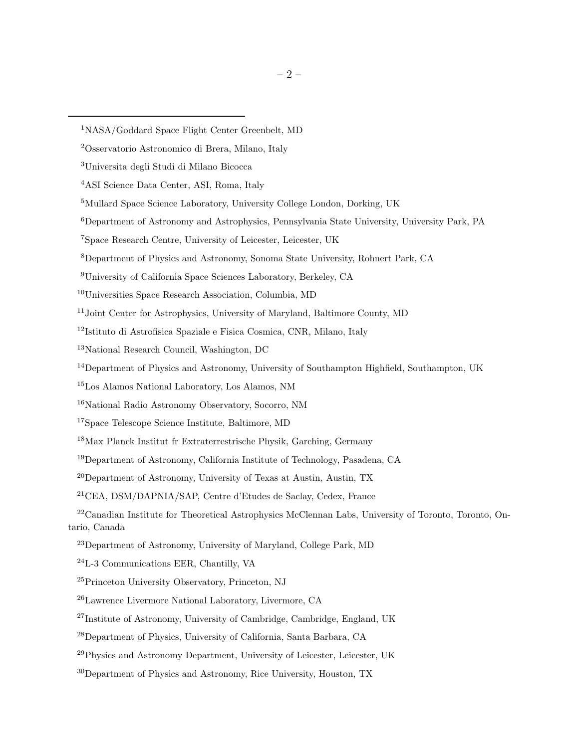[1]NASA/Goddard Space Flight Center Greenbelt, MD

[2]Osservatorio Astronomico di Brera, Milano, Italy

[3]Universita degli Studi di Milano Bicocca

[4]ASI Science Data Center, ASI, Roma, Italy

[5]Mullard Space Science Laboratory, University College London, Dorking, UK

[6]Department of Astronomy and Astrophysics, Pennsylvania State University, University Park, PA

[7]Space Research Centre, University of Leicester, Leicester, UK

[8]Department of Physics and Astronomy, Sonoma State University, Rohnert Park, CA

[9]University of California Space Sciences Laboratory, Berkeley, CA

[10]Universities Space Research Association, Columbia, MD

[11]Joint Center for Astrophysics, University of Maryland, Baltimore County, MD

[12]Istituto di Astrofisica Spaziale e Fisica Cosmica, CNR, Milano, Italy

[13]National Research Council, Washington, DC

[14]Department of Physics and Astronomy, University of Southampton Highfield, Southampton, UK

[15]Los Alamos National Laboratory, Los Alamos, NM

[16]National Radio Astronomy Observatory, Socorro, NM

[17]Space Telescope Science Institute, Baltimore, MD

[18]Max Planck Institut fr Extraterrestrische Physik, Garching, Germany

[19]Department of Astronomy, California Institute of Technology, Pasadena, CA

[20]Department of Astronomy, University of Texas at Austin, Austin, TX

[21]CEA, DSM/DAPNIA/SAP, Centre d'Etudes de Saclay, Cedex, France

[22]Canadian Institute for Theoretical Astrophysics McClennan Labs, University of Toronto, Toronto, Ontario, Canada

[23]Department of Astronomy, University of Maryland, College Park, MD

[24]L-3 Communications EER, Chantilly, VA

[25]Princeton University Observatory, Princeton, NJ

[26]Lawrence Livermore National Laboratory, Livermore, CA

[27]Institute of Astronomy, University of Cambridge, Cambridge, England, UK

[28]Department of Physics, University of California, Santa Barbara, CA

[29]Physics and Astronomy Department, University of Leicester, Leicester, UK

[30]Department of Physics and Astronomy, Rice University, Houston, TX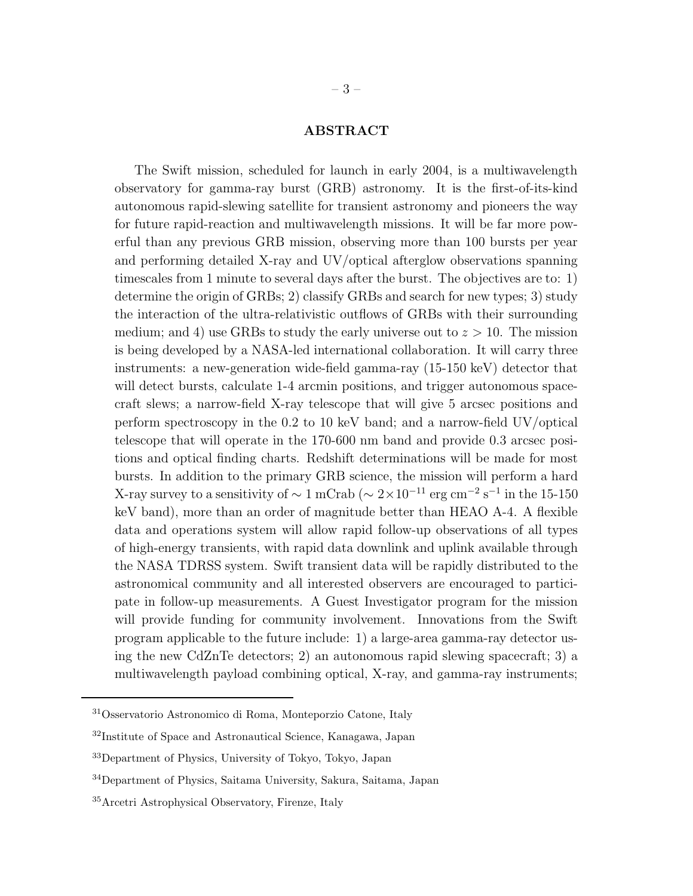## ABSTRACT

The Swift mission, scheduled for launch in early 2004, is a multiwavelength observatory for gamma-ray burst (GRB) astronomy. It is the first-of-its-kind autonomous rapid-slewing satellite for transient astronomy and pioneers the way for future rapid-reaction and multiwavelength missions. It will be far more powerful than any previous GRB mission, observing more than 100 bursts per year and performing detailed X-ray and UV/optical afterglow observations spanning timescales from 1 minute to several days after the burst. The objectives are to: 1) determine the origin of GRBs; 2) classify GRBs and search for new types; 3) study the interaction of the ultra-relativistic outflows of GRBs with their surrounding medium; and 4) use GRBs to study the early universe out to $z > 10$. The mission is being developed by a NASA-led international collaboration. It will carry three instruments: a new-generation wide-field gamma-ray (15-150 keV) detector that will detect bursts, calculate 1-4 arcmin positions, and trigger autonomous spacecraft slews; a narrow-field X-ray telescope that will give 5 arcsec positions and perform spectroscopy in the 0.2 to 10 keV band; and a narrow-field UV/optical telescope that will operate in the 170-600 nm band and provide 0.3 arcsec positions and optical finding charts. Redshift determinations will be made for most bursts. In addition to the primary GRB science, the mission will perform a hard X-ray survey to a sensitivity of $\sim 1$ mCrab ($\sim 2\times10^{-11}$ erg cm$^{-2}$ s$^{-1}$ in the 15-150 keV band), more than an order of magnitude better than HEAO A-4. A flexible data and operations system will allow rapid follow-up observations of all types of high-energy transients, with rapid data downlink and uplink available through the NASA TDRSS system. Swift transient data will be rapidly distributed to the astronomical community and all interested observers are encouraged to participate in follow-up measurements. A Guest Investigator program for the mission will provide funding for community involvement. Innovations from the Swift program applicable to the future include: 1) a large-area gamma-ray detector using the new CdZnTe detectors; 2) an autonomous rapid slewing spacecraft; 3) a multiwavelength payload combining optical, X-ray, and gamma-ray instruments;

---

[31] Osservatorio Astronomico di Roma, Monteporzio Catone, Italy

[32] Institute of Space and Astronautical Science, Kanagawa, Japan

[33] Department of Physics, University of Tokyo, Tokyo, Japan

[34] Department of Physics, Saitama University, Sakura, Saitama, Japan

[35] Arcetri Astrophysical Observatory, Firenze, Italy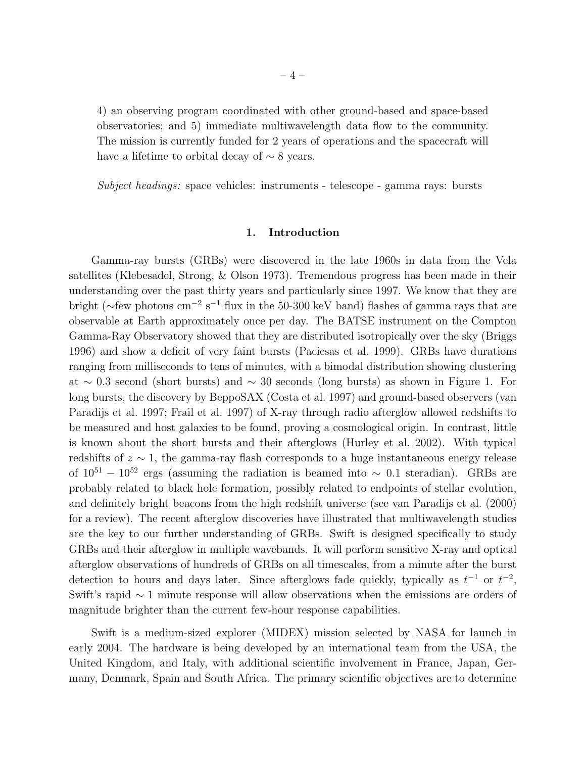4) an observing program coordinated with other ground-based and space-based observatories; and 5) immediate multiwavelength data flow to the community. The mission is currently funded for 2 years of operations and the spacecraft will have a lifetime to orbital decay of $\sim 8$ years.

*Subject headings:* space vehicles: instruments - telescope - gamma rays: bursts

## 1. Introduction

Gamma-ray bursts (GRBs) were discovered in the late 1960s in data from the Vela satellites (Klebesadel, Strong, & Olson 1973). Tremendous progress has been made in their understanding over the past thirty years and particularly since 1997. We know that they are bright ($\sim$few photons cm$^{-2}$ s$^{-1}$ flux in the 50-300 keV band) flashes of gamma rays that are observable at Earth approximately once per day. The BATSE instrument on the Compton Gamma-Ray Observatory showed that they are distributed isotropically over the sky (Briggs 1996) and show a deficit of very faint bursts (Paciesas et al. 1999). GRBs have durations ranging from milliseconds to tens of minutes, with a bimodal distribution showing clustering at $\sim 0.3$ second (short bursts) and $\sim 30$ seconds (long bursts) as shown in Figure 1. For long bursts, the discovery by BeppoSAX (Costa et al. 1997) and ground-based observers (van Paradijs et al. 1997; Frail et al. 1997) of X-ray through radio afterglow allowed redshifts to be measured and host galaxies to be found, proving a cosmological origin. In contrast, little is known about the short bursts and their afterglows (Hurley et al. 2002). With typical redshifts of $z \sim 1$, the gamma-ray flash corresponds to a huge instantaneous energy release of $10^{51} - 10^{52}$ ergs (assuming the radiation is beamed into $\sim 0.1$ steradian). GRBs are probably related to black hole formation, possibly related to endpoints of stellar evolution, and definitely bright beacons from the high redshift universe (see van Paradijs et al. (2000) for a review). The recent afterglow discoveries have illustrated that multiwavelength studies are the key to our further understanding of GRBs. Swift is designed specifically to study GRBs and their afterglow in multiple wavebands. It will perform sensitive X-ray and optical afterglow observations of hundreds of GRBs on all timescales, from a minute after the burst detection to hours and days later. Since afterglows fade quickly, typically as $t^{-1}$ or $t^{-2}$, Swift's rapid $\sim 1$ minute response will allow observations when the emissions are orders of magnitude brighter than the current few-hour response capabilities.

Swift is a medium-sized explorer (MIDEX) mission selected by NASA for launch in early 2004. The hardware is being developed by an international team from the USA, the United Kingdom, and Italy, with additional scientific involvement in France, Japan, Germany, Denmark, Spain and South Africa. The primary scientific objectives are to determine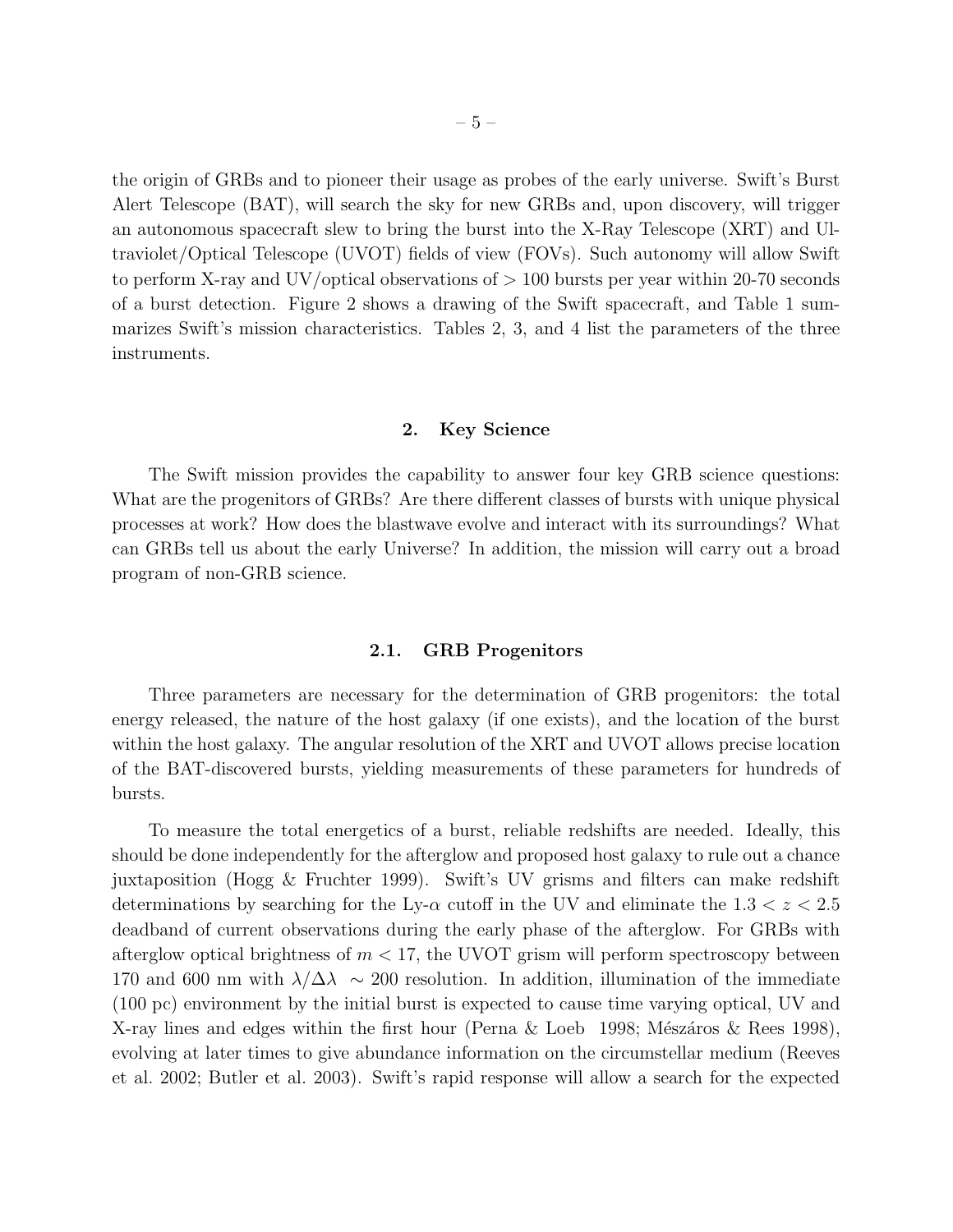the origin of GRBs and to pioneer their usage as probes of the early universe. Swift's Burst Alert Telescope (BAT), will search the sky for new GRBs and, upon discovery, will trigger an autonomous spacecraft slew to bring the burst into the X-Ray Telescope (XRT) and Ultraviolet/Optical Telescope (UVOT) fields of view (FOVs). Such autonomy will allow Swift to perform X-ray and UV/optical observations of $> 100$ bursts per year within 20-70 seconds of a burst detection. Figure 2 shows a drawing of the Swift spacecraft, and Table 1 summarizes Swift's mission characteristics. Tables 2, 3, and 4 list the parameters of the three instruments.

## 2. Key Science

The Swift mission provides the capability to answer four key GRB science questions: What are the progenitors of GRBs? Are there different classes of bursts with unique physical processes at work? How does the blastwave evolve and interact with its surroundings? What can GRBs tell us about the early Universe? In addition, the mission will carry out a broad program of non-GRB science.

### 2.1. GRB Progenitors

Three parameters are necessary for the determination of GRB progenitors: the total energy released, the nature of the host galaxy (if one exists), and the location of the burst within the host galaxy. The angular resolution of the XRT and UVOT allows precise location of the BAT-discovered bursts, yielding measurements of these parameters for hundreds of bursts.

To measure the total energetics of a burst, reliable redshifts are needed. Ideally, this should be done independently for the afterglow and proposed host galaxy to rule out a chance juxtaposition (Hogg & Fruchter 1999). Swift's UV grisms and filters can make redshift determinations by searching for the Ly-$\alpha$ cutoff in the UV and eliminate the $1.3 < z < 2.5$ deadband of current observations during the early phase of the afterglow. For GRBs with afterglow optical brightness of $m < 17$, the UVOT grism will perform spectroscopy between 170 and 600 nm with $\lambda/\Delta\lambda \sim 200$ resolution. In addition, illumination of the immediate (100 pc) environment by the initial burst is expected to cause time varying optical, UV and X-ray lines and edges within the first hour (Perna & Loeb 1998; Mészáros & Rees 1998), evolving at later times to give abundance information on the circumstellar medium (Reeves et al. 2002; Butler et al. 2003). Swift's rapid response will allow a search for the expected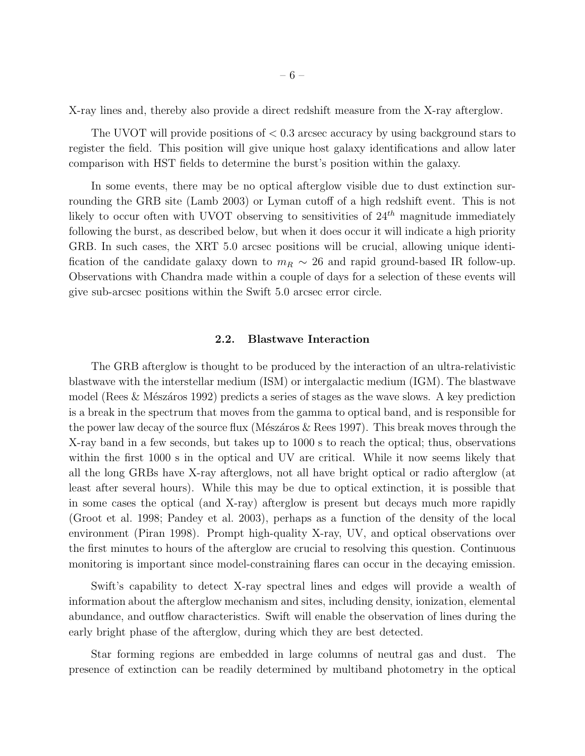X-ray lines and, thereby also provide a direct redshift measure from the X-ray afterglow.

The UVOT will provide positions of $< 0.3$ arcsec accuracy by using background stars to register the field. This position will give unique host galaxy identifications and allow later comparison with HST fields to determine the burst's position within the galaxy.

In some events, there may be no optical afterglow visible due to dust extinction surrounding the GRB site (Lamb 2003) or Lyman cutoff of a high redshift event. This is not likely to occur often with UVOT observing to sensitivities of $24^{th}$ magnitude immediately following the burst, as described below, but when it does occur it will indicate a high priority GRB. In such cases, the XRT 5.0 arcsec positions will be crucial, allowing unique identification of the candidate galaxy down to $m_R \sim 26$ and rapid ground-based IR follow-up. Observations with Chandra made within a couple of days for a selection of these events will give sub-arcsec positions within the Swift 5.0 arcsec error circle.

### 2.2. Blastwave Interaction

The GRB afterglow is thought to be produced by the interaction of an ultra-relativistic blastwave with the interstellar medium (ISM) or intergalactic medium (IGM). The blastwave model (Rees & Mészáros 1992) predicts a series of stages as the wave slows. A key prediction is a break in the spectrum that moves from the gamma to optical band, and is responsible for the power law decay of the source flux (Mészáros & Rees 1997). This break moves through the X-ray band in a few seconds, but takes up to 1000 s to reach the optical; thus, observations within the first 1000 s in the optical and UV are critical. While it now seems likely that all the long GRBs have X-ray afterglows, not all have bright optical or radio afterglow (at least after several hours). While this may be due to optical extinction, it is possible that in some cases the optical (and X-ray) afterglow is present but decays much more rapidly (Groot et al. 1998; Pandey et al. 2003), perhaps as a function of the density of the local environment (Piran 1998). Prompt high-quality X-ray, UV, and optical observations over the first minutes to hours of the afterglow are crucial to resolving this question. Continuous monitoring is important since model-constraining flares can occur in the decaying emission.

Swift's capability to detect X-ray spectral lines and edges will provide a wealth of information about the afterglow mechanism and sites, including density, ionization, elemental abundance, and outflow characteristics. Swift will enable the observation of lines during the early bright phase of the afterglow, during which they are best detected.

Star forming regions are embedded in large columns of neutral gas and dust. The presence of extinction can be readily determined by multiband photometry in the optical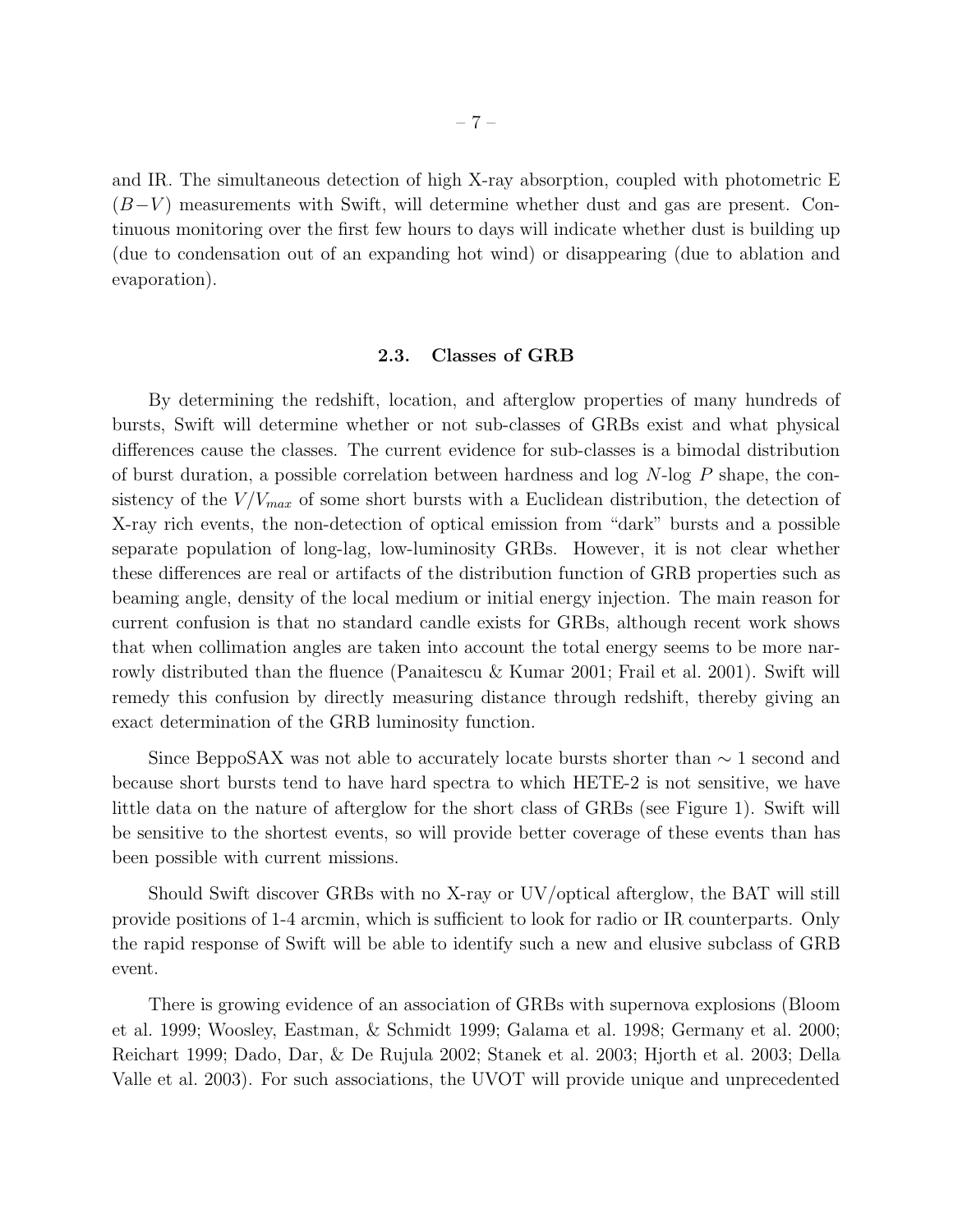and IR. The simultaneous detection of high X-ray absorption, coupled with photometric E $(B-V)$ measurements with Swift, will determine whether dust and gas are present. Continuous monitoring over the first few hours to days will indicate whether dust is building up (due to condensation out of an expanding hot wind) or disappearing (due to ablation and evaporation).

### 2.3. Classes of GRB

By determining the redshift, location, and afterglow properties of many hundreds of bursts, Swift will determine whether or not sub-classes of GRBs exist and what physical differences cause the classes. The current evidence for sub-classes is a bimodal distribution of burst duration, a possible correlation between hardness and log $N$-log $P$ shape, the consistency of the $V/V_{max}$ of some short bursts with a Euclidean distribution, the detection of X-ray rich events, the non-detection of optical emission from "dark" bursts and a possible separate population of long-lag, low-luminosity GRBs. However, it is not clear whether these differences are real or artifacts of the distribution function of GRB properties such as beaming angle, density of the local medium or initial energy injection. The main reason for current confusion is that no standard candle exists for GRBs, although recent work shows that when collimation angles are taken into account the total energy seems to be more narrowly distributed than the fluence (Panaitescu & Kumar 2001; Frail et al. 2001). Swift will remedy this confusion by directly measuring distance through redshift, thereby giving an exact determination of the GRB luminosity function.

Since BeppoSAX was not able to accurately locate bursts shorter than $\sim 1$ second and because short bursts tend to have hard spectra to which HETE-2 is not sensitive, we have little data on the nature of afterglow for the short class of GRBs (see Figure 1). Swift will be sensitive to the shortest events, so will provide better coverage of these events than has been possible with current missions.

Should Swift discover GRBs with no X-ray or UV/optical afterglow, the BAT will still provide positions of 1-4 arcmin, which is sufficient to look for radio or IR counterparts. Only the rapid response of Swift will be able to identify such a new and elusive subclass of GRB event.

There is growing evidence of an association of GRBs with supernova explosions (Bloom et al. 1999; Woosley, Eastman, & Schmidt 1999; Galama et al. 1998; Germany et al. 2000; Reichart 1999; Dado, Dar, & De Rujula 2002; Stanek et al. 2003; Hjorth et al. 2003; Della Valle et al. 2003). For such associations, the UVOT will provide unique and unprecedented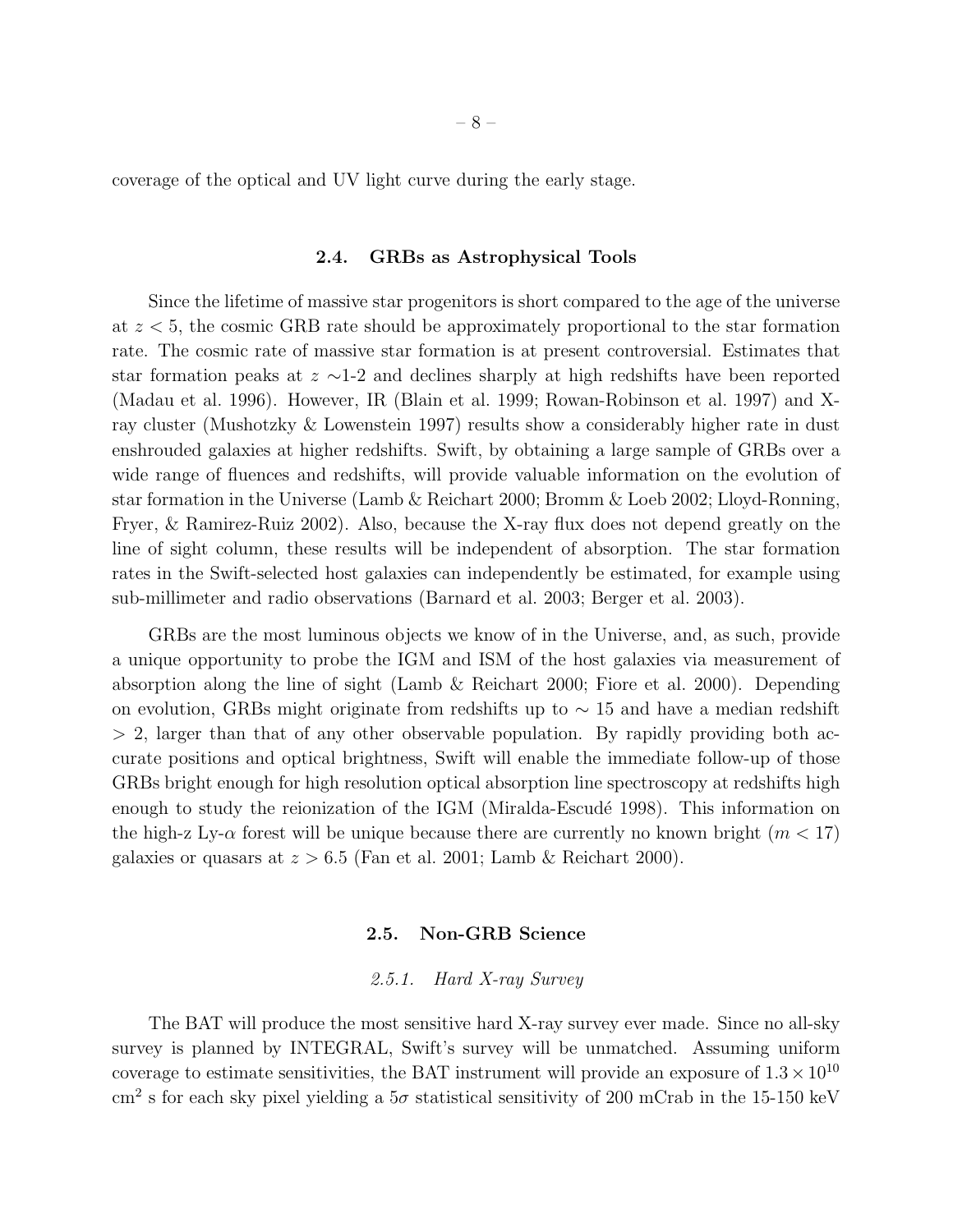coverage of the optical and UV light curve during the early stage.

### 2.4. GRBs as Astrophysical Tools

Since the lifetime of massive star progenitors is short compared to the age of the universe at $z < 5$, the cosmic GRB rate should be approximately proportional to the star formation rate. The cosmic rate of massive star formation is at present controversial. Estimates that star formation peaks at $z \sim$1-2 and declines sharply at high redshifts have been reported (Madau et al. 1996). However, IR (Blain et al. 1999; Rowan-Robinson et al. 1997) and X-ray cluster (Mushotzky & Lowenstein 1997) results show a considerably higher rate in dust enshrouded galaxies at higher redshifts. Swift, by obtaining a large sample of GRBs over a wide range of fluences and redshifts, will provide valuable information on the evolution of star formation in the Universe (Lamb & Reichart 2000; Bromm & Loeb 2002; Lloyd-Ronning, Fryer, & Ramirez-Ruiz 2002). Also, because the X-ray flux does not depend greatly on the line of sight column, these results will be independent of absorption. The star formation rates in the Swift-selected host galaxies can independently be estimated, for example using sub-millimeter and radio observations (Barnard et al. 2003; Berger et al. 2003).

GRBs are the most luminous objects we know of in the Universe, and, as such, provide a unique opportunity to probe the IGM and ISM of the host galaxies via measurement of absorption along the line of sight (Lamb & Reichart 2000; Fiore et al. 2000). Depending on evolution, GRBs might originate from redshifts up to $\sim 15$ and have a median redshift $> 2$, larger than that of any other observable population. By rapidly providing both accurate positions and optical brightness, Swift will enable the immediate follow-up of those GRBs bright enough for high resolution optical absorption line spectroscopy at redshifts high enough to study the reionization of the IGM (Miralda-Escudé 1998). This information on the high-z Ly-$\alpha$ forest will be unique because there are currently no known bright ($m < 17$) galaxies or quasars at $z > 6.5$ (Fan et al. 2001; Lamb & Reichart 2000).

### 2.5. Non-GRB Science

#### *2.5.1. Hard X-ray Survey*

The BAT will produce the most sensitive hard X-ray survey ever made. Since no all-sky survey is planned by INTEGRAL, Swift's survey will be unmatched. Assuming uniform coverage to estimate sensitivities, the BAT instrument will provide an exposure of $1.3 \times 10^{10}$ $\mathrm{cm}^2$ s for each sky pixel yielding a $5\sigma$ statistical sensitivity of 200 mCrab in the 15-150 keV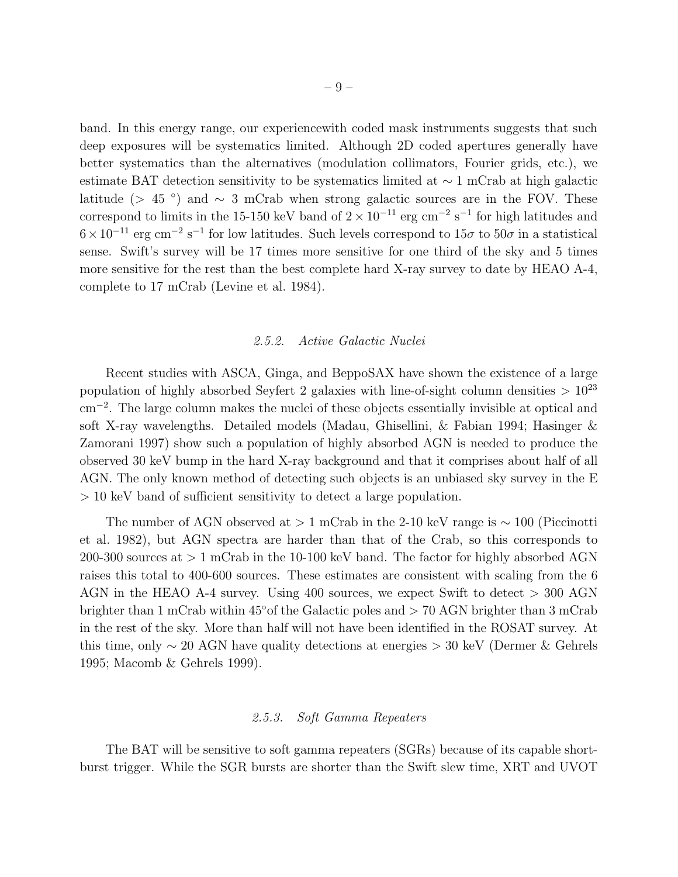band. In this energy range, our experiencewith coded mask instruments suggests that such deep exposures will be systematics limited. Although 2D coded apertures generally have better systematics than the alternatives (modulation collimators, Fourier grids, etc.), we estimate BAT detection sensitivity to be systematics limited at $\sim 1$ mCrab at high galactic latitude ($> 45$ °) and $\sim 3$ mCrab when strong galactic sources are in the FOV. These correspond to limits in the 15-150 keV band of $2 \times 10^{-11}$ erg cm$^{-2}$ s$^{-1}$ for high latitudes and $6 \times 10^{-11}$ erg cm$^{-2}$ s$^{-1}$ for low latitudes. Such levels correspond to $15\sigma$ to $50\sigma$ in a statistical sense. Swift's survey will be 17 times more sensitive for one third of the sky and 5 times more sensitive for the rest than the best complete hard X-ray survey to date by HEAO A-4, complete to 17 mCrab (Levine et al. 1984).

### 2.5.2. *Active Galactic Nuclei*

Recent studies with ASCA, Ginga, and BeppoSAX have shown the existence of a large population of highly absorbed Seyfert 2 galaxies with line-of-sight column densities $> 10^{23}$ cm$^{-2}$. The large column makes the nuclei of these objects essentially invisible at optical and soft X-ray wavelengths. Detailed models (Madau, Ghisellini, & Fabian 1994; Hasinger & Zamorani 1997) show such a population of highly absorbed AGN is needed to produce the observed 30 keV bump in the hard X-ray background and that it comprises about half of all AGN. The only known method of detecting such objects is an unbiased sky survey in the E $> 10$ keV band of sufficient sensitivity to detect a large population.

The number of AGN observed at $> 1$ mCrab in the 2-10 keV range is $\sim 100$ (Piccinotti et al. 1982), but AGN spectra are harder than that of the Crab, so this corresponds to 200-300 sources at $> 1$ mCrab in the 10-100 keV band. The factor for highly absorbed AGN raises this total to 400-600 sources. These estimates are consistent with scaling from the 6 AGN in the HEAO A-4 survey. Using 400 sources, we expect Swift to detect $> 300$ AGN brighter than 1 mCrab within 45°of the Galactic poles and $> 70$ AGN brighter than 3 mCrab in the rest of the sky. More than half will not have been identified in the ROSAT survey. At this time, only $\sim 20$ AGN have quality detections at energies $> 30$ keV (Dermer & Gehrels 1995; Macomb & Gehrels 1999).

### 2.5.3. *Soft Gamma Repeaters*

The BAT will be sensitive to soft gamma repeaters (SGRs) because of its capable short-burst trigger. While the SGR bursts are shorter than the Swift slew time, XRT and UVOT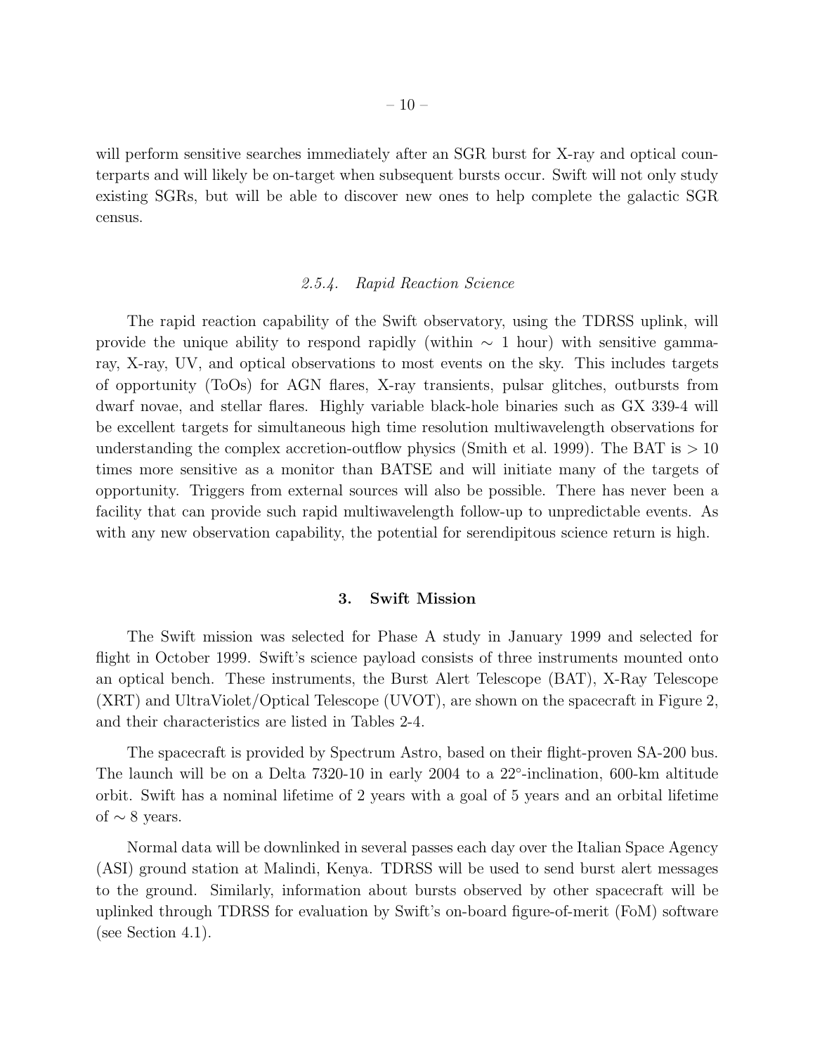will perform sensitive searches immediately after an SGR burst for X-ray and optical counterparts and will likely be on-target when subsequent bursts occur. Swift will not only study existing SGRs, but will be able to discover new ones to help complete the galactic SGR census.

#### *2.5.4. Rapid Reaction Science*

The rapid reaction capability of the Swift observatory, using the TDRSS uplink, will provide the unique ability to respond rapidly (within $\sim$ 1 hour) with sensitive gamma-ray, X-ray, UV, and optical observations to most events on the sky. This includes targets of opportunity (ToOs) for AGN flares, X-ray transients, pulsar glitches, outbursts from dwarf novae, and stellar flares. Highly variable black-hole binaries such as GX 339-4 will be excellent targets for simultaneous high time resolution multiwavelength observations for understanding the complex accretion-outflow physics (Smith et al. 1999). The BAT is $> 10$ times more sensitive as a monitor than BATSE and will initiate many of the targets of opportunity. Triggers from external sources will also be possible. There has never been a facility that can provide such rapid multiwavelength follow-up to unpredictable events. As with any new observation capability, the potential for serendipitous science return is high.

## 3. Swift Mission

The Swift mission was selected for Phase A study in January 1999 and selected for flight in October 1999. Swift's science payload consists of three instruments mounted onto an optical bench. These instruments, the Burst Alert Telescope (BAT), X-Ray Telescope (XRT) and UltraViolet/Optical Telescope (UVOT), are shown on the spacecraft in Figure 2, and their characteristics are listed in Tables 2-4.

The spacecraft is provided by Spectrum Astro, based on their flight-proven SA-200 bus. The launch will be on a Delta 7320-10 in early 2004 to a 22°-inclination, 600-km altitude orbit. Swift has a nominal lifetime of 2 years with a goal of 5 years and an orbital lifetime of $\sim$ 8 years.

Normal data will be downlinked in several passes each day over the Italian Space Agency (ASI) ground station at Malindi, Kenya. TDRSS will be used to send burst alert messages to the ground. Similarly, information about bursts observed by other spacecraft will be uplinked through TDRSS for evaluation by Swift's on-board figure-of-merit (FoM) software (see Section 4.1).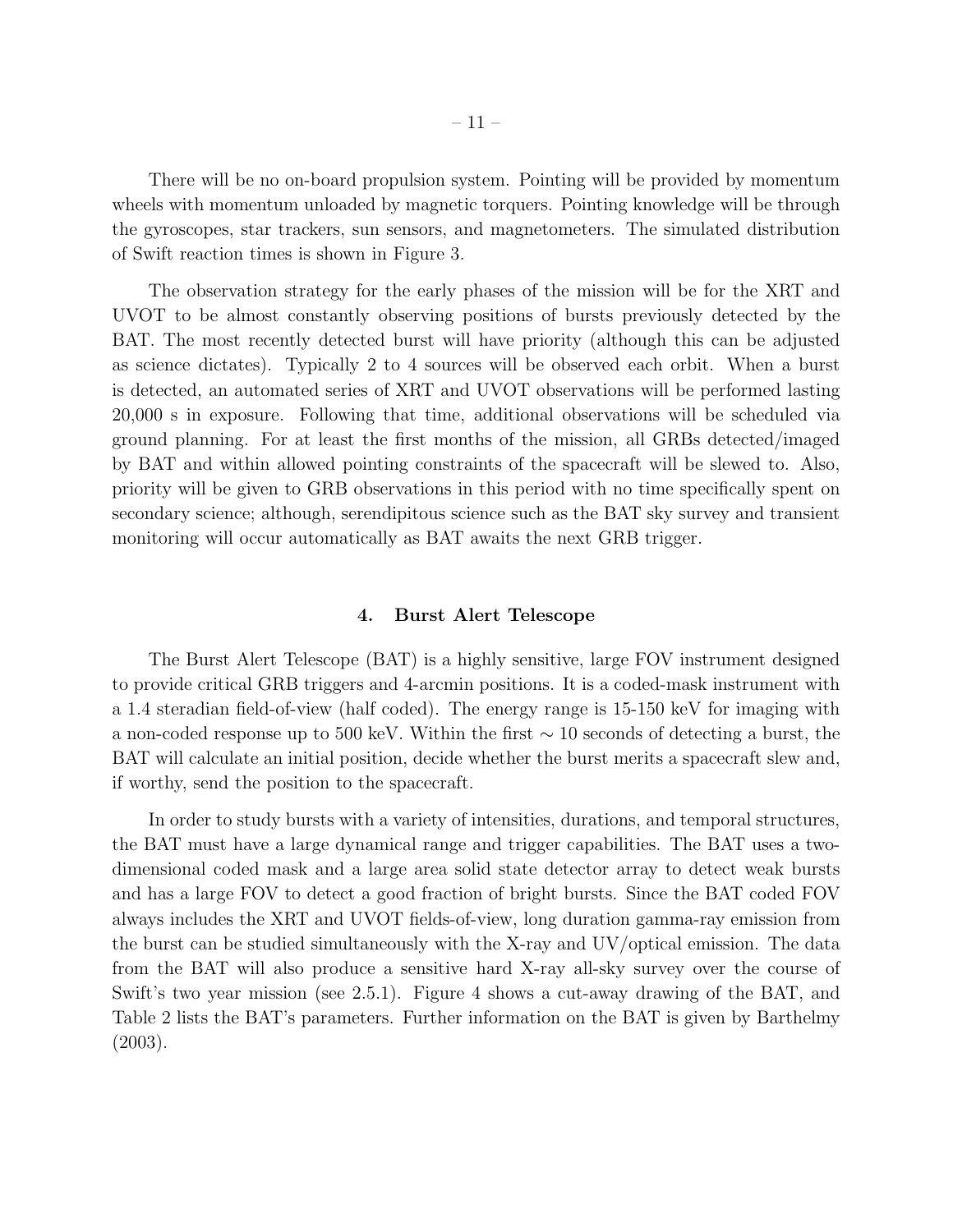There will be no on-board propulsion system. Pointing will be provided by momentum wheels with momentum unloaded by magnetic torquers. Pointing knowledge will be through the gyroscopes, star trackers, sun sensors, and magnetometers. The simulated distribution of Swift reaction times is shown in Figure 3.

The observation strategy for the early phases of the mission will be for the XRT and UVOT to be almost constantly observing positions of bursts previously detected by the BAT. The most recently detected burst will have priority (although this can be adjusted as science dictates). Typically 2 to 4 sources will be observed each orbit. When a burst is detected, an automated series of XRT and UVOT observations will be performed lasting 20,000 s in exposure. Following that time, additional observations will be scheduled via ground planning. For at least the first months of the mission, all GRBs detected/imaged by BAT and within allowed pointing constraints of the spacecraft will be slewed to. Also, priority will be given to GRB observations in this period with no time specifically spent on secondary science; although, serendipitous science such as the BAT sky survey and transient monitoring will occur automatically as BAT awaits the next GRB trigger.

## 4. Burst Alert Telescope

The Burst Alert Telescope (BAT) is a highly sensitive, large FOV instrument designed to provide critical GRB triggers and 4-arcmin positions. It is a coded-mask instrument with a 1.4 steradian field-of-view (half coded). The energy range is 15-150 keV for imaging with a non-coded response up to 500 keV. Within the first $\sim 10$ seconds of detecting a burst, the BAT will calculate an initial position, decide whether the burst merits a spacecraft slew and, if worthy, send the position to the spacecraft.

In order to study bursts with a variety of intensities, durations, and temporal structures, the BAT must have a large dynamical range and trigger capabilities. The BAT uses a two-dimensional coded mask and a large area solid state detector array to detect weak bursts and has a large FOV to detect a good fraction of bright bursts. Since the BAT coded FOV always includes the XRT and UVOT fields-of-view, long duration gamma-ray emission from the burst can be studied simultaneously with the X-ray and UV/optical emission. The data from the BAT will also produce a sensitive hard X-ray all-sky survey over the course of Swift's two year mission (see 2.5.1). Figure 4 shows a cut-away drawing of the BAT, and Table 2 lists the BAT's parameters. Further information on the BAT is given by Barthelmy (2003).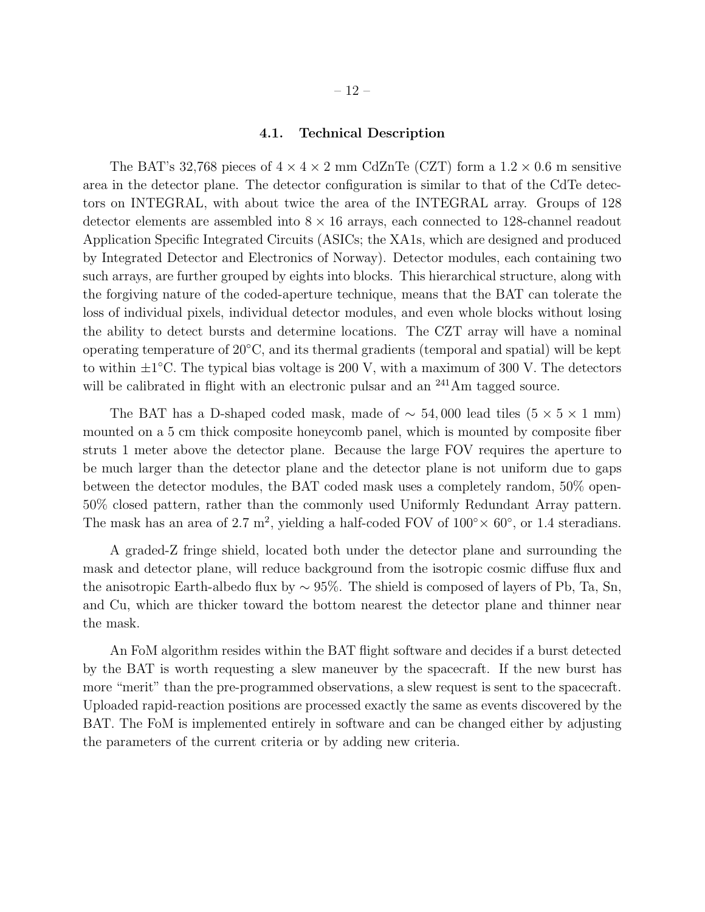### 4.1. Technical Description

The BAT's 32,768 pieces of $4 \times 4 \times 2$ mm CdZnTe (CZT) form a $1.2 \times 0.6$ m sensitive area in the detector plane. The detector configuration is similar to that of the CdTe detectors on INTEGRAL, with about twice the area of the INTEGRAL array. Groups of 128 detector elements are assembled into $8 \times 16$ arrays, each connected to 128-channel readout Application Specific Integrated Circuits (ASICs; the XA1s, which are designed and produced by Integrated Detector and Electronics of Norway). Detector modules, each containing two such arrays, are further grouped by eights into blocks. This hierarchical structure, along with the forgiving nature of the coded-aperture technique, means that the BAT can tolerate the loss of individual pixels, individual detector modules, and even whole blocks without losing the ability to detect bursts and determine locations. The CZT array will have a nominal operating temperature of 20°C, and its thermal gradients (temporal and spatial) will be kept to within ±1°C. The typical bias voltage is 200 V, with a maximum of 300 V. The detectors will be calibrated in flight with an electronic pulsar and an $^{241}$Am tagged source.

The BAT has a D-shaped coded mask, made of $\sim 54,000$ lead tiles ($5 \times 5 \times 1$ mm) mounted on a 5 cm thick composite honeycomb panel, which is mounted by composite fiber struts 1 meter above the detector plane. Because the large FOV requires the aperture to be much larger than the detector plane and the detector plane is not uniform due to gaps between the detector modules, the BAT coded mask uses a completely random, 50% open-50% closed pattern, rather than the commonly used Uniformly Redundant Array pattern. The mask has an area of 2.7 m$^2$, yielding a half-coded FOV of $100° \times 60°$, or 1.4 steradians.

A graded-Z fringe shield, located both under the detector plane and surrounding the mask and detector plane, will reduce background from the isotropic cosmic diffuse flux and the anisotropic Earth-albedo flux by $\sim 95\%$. The shield is composed of layers of Pb, Ta, Sn, and Cu, which are thicker toward the bottom nearest the detector plane and thinner near the mask.

An FoM algorithm resides within the BAT flight software and decides if a burst detected by the BAT is worth requesting a slew maneuver by the spacecraft. If the new burst has more "merit" than the pre-programmed observations, a slew request is sent to the spacecraft. Uploaded rapid-reaction positions are processed exactly the same as events discovered by the BAT. The FoM is implemented entirely in software and can be changed either by adjusting the parameters of the current criteria or by adding new criteria.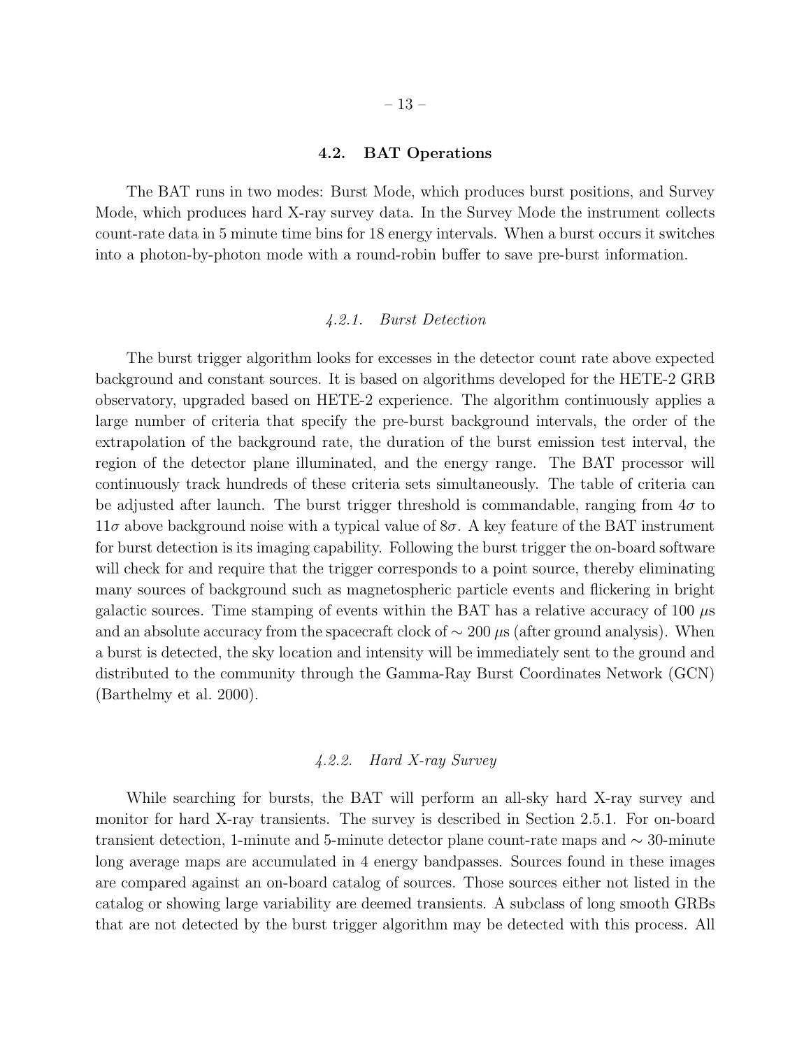### 4.2. BAT Operations

The BAT runs in two modes: Burst Mode, which produces burst positions, and Survey Mode, which produces hard X-ray survey data. In the Survey Mode the instrument collects count-rate data in 5 minute time bins for 18 energy intervals. When a burst occurs it switches into a photon-by-photon mode with a round-robin buffer to save pre-burst information.

#### *4.2.1. Burst Detection*

The burst trigger algorithm looks for excesses in the detector count rate above expected background and constant sources. It is based on algorithms developed for the HETE-2 GRB observatory, upgraded based on HETE-2 experience. The algorithm continuously applies a large number of criteria that specify the pre-burst background intervals, the order of the extrapolation of the background rate, the duration of the burst emission test interval, the region of the detector plane illuminated, and the energy range. The BAT processor will continuously track hundreds of these criteria sets simultaneously. The table of criteria can be adjusted after launch. The burst trigger threshold is commandable, ranging from $4\sigma$ to $11\sigma$ above background noise with a typical value of $8\sigma$. A key feature of the BAT instrument for burst detection is its imaging capability. Following the burst trigger the on-board software will check for and require that the trigger corresponds to a point source, thereby eliminating many sources of background such as magnetospheric particle events and flickering in bright galactic sources. Time stamping of events within the BAT has a relative accuracy of 100 $\mu$s and an absolute accuracy from the spacecraft clock of $\sim$ 200 $\mu$s (after ground analysis). When a burst is detected, the sky location and intensity will be immediately sent to the ground and distributed to the community through the Gamma-Ray Burst Coordinates Network (GCN) (Barthelmy et al. 2000).

#### *4.2.2. Hard X-ray Survey*

While searching for bursts, the BAT will perform an all-sky hard X-ray survey and monitor for hard X-ray transients. The survey is described in Section 2.5.1. For on-board transient detection, 1-minute and 5-minute detector plane count-rate maps and $\sim$ 30-minute long average maps are accumulated in 4 energy bandpasses. Sources found in these images are compared against an on-board catalog of sources. Those sources either not listed in the catalog or showing large variability are deemed transients. A subclass of long smooth GRBs that are not detected by the burst trigger algorithm may be detected with this process. All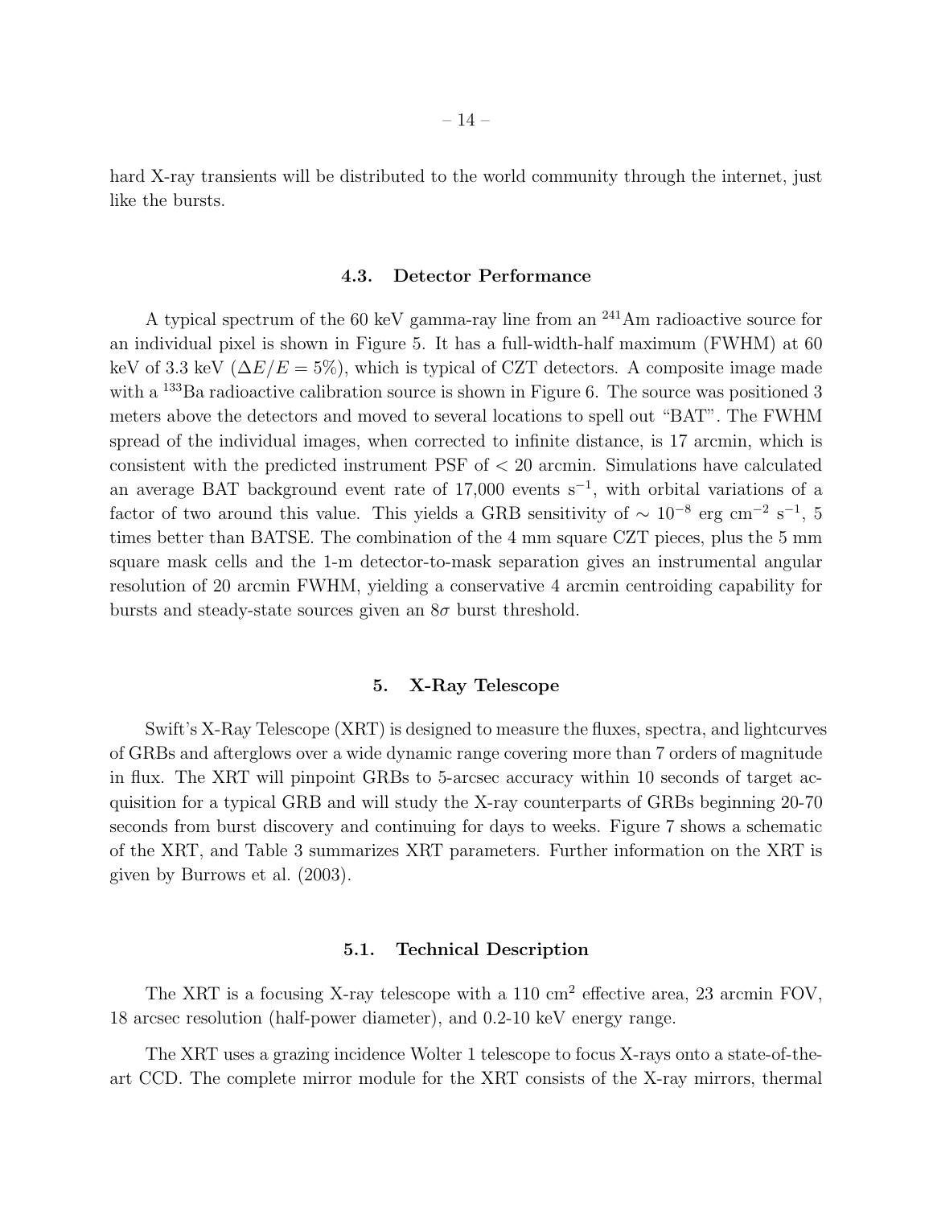hard X-ray transients will be distributed to the world community through the internet, just like the bursts.

### 4.3. Detector Performance

A typical spectrum of the 60 keV gamma-ray line from an $^{241}$Am radioactive source for an individual pixel is shown in Figure 5. It has a full-width-half maximum (FWHM) at 60 keV of 3.3 keV ($\Delta E/E = 5\%$), which is typical of CZT detectors. A composite image made with a $^{133}$Ba radioactive calibration source is shown in Figure 6. The source was positioned 3 meters above the detectors and moved to several locations to spell out "BAT". The FWHM spread of the individual images, when corrected to infinite distance, is 17 arcmin, which is consistent with the predicted instrument PSF of $< 20$ arcmin. Simulations have calculated an average BAT background event rate of 17,000 events s$^{-1}$, with orbital variations of a factor of two around this value. This yields a GRB sensitivity of $\sim 10^{-8}$ erg cm$^{-2}$ s$^{-1}$, 5 times better than BATSE. The combination of the 4 mm square CZT pieces, plus the 5 mm square mask cells and the 1-m detector-to-mask separation gives an instrumental angular resolution of 20 arcmin FWHM, yielding a conservative 4 arcmin centroiding capability for bursts and steady-state sources given an $8\sigma$ burst threshold.

## 5. X-Ray Telescope

Swift's X-Ray Telescope (XRT) is designed to measure the fluxes, spectra, and lightcurves of GRBs and afterglows over a wide dynamic range covering more than 7 orders of magnitude in flux. The XRT will pinpoint GRBs to 5-arcsec accuracy within 10 seconds of target acquisition for a typical GRB and will study the X-ray counterparts of GRBs beginning 20-70 seconds from burst discovery and continuing for days to weeks. Figure 7 shows a schematic of the XRT, and Table 3 summarizes XRT parameters. Further information on the XRT is given by Burrows et al. (2003).

### 5.1. Technical Description

The XRT is a focusing X-ray telescope with a 110 cm$^2$ effective area, 23 arcmin FOV, 18 arcsec resolution (half-power diameter), and 0.2-10 keV energy range.

The XRT uses a grazing incidence Wolter 1 telescope to focus X-rays onto a state-of-the-art CCD. The complete mirror module for the XRT consists of the X-ray mirrors, thermal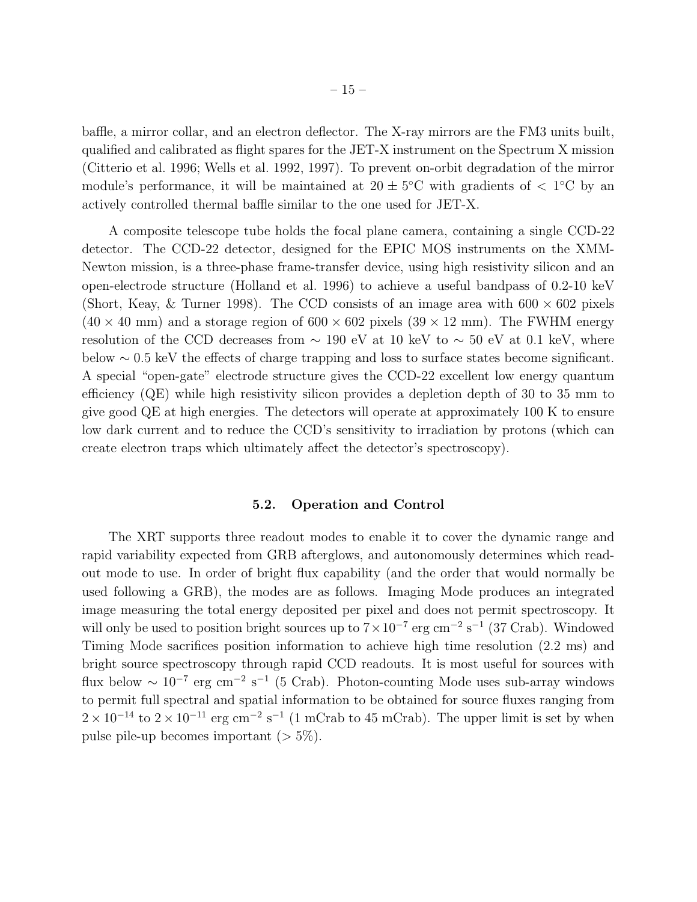baffle, a mirror collar, and an electron deflector. The X-ray mirrors are the FM3 units built, qualified and calibrated as flight spares for the JET-X instrument on the Spectrum X mission (Citterio et al. 1996; Wells et al. 1992, 1997). To prevent on-orbit degradation of the mirror module's performance, it will be maintained at $20 \pm 5°$C with gradients of $< 1°$C by an actively controlled thermal baffle similar to the one used for JET-X.

A composite telescope tube holds the focal plane camera, containing a single CCD-22 detector. The CCD-22 detector, designed for the EPIC MOS instruments on the XMM-Newton mission, is a three-phase frame-transfer device, using high resistivity silicon and an open-electrode structure (Holland et al. 1996) to achieve a useful bandpass of 0.2-10 keV (Short, Keay, & Turner 1998). The CCD consists of an image area with $600 \times 602$ pixels ($40 \times 40$ mm) and a storage region of $600 \times 602$ pixels ($39 \times 12$ mm). The FWHM energy resolution of the CCD decreases from $\sim 190$ eV at 10 keV to $\sim 50$ eV at 0.1 keV, where below $\sim 0.5$ keV the effects of charge trapping and loss to surface states become significant. A special "open-gate" electrode structure gives the CCD-22 excellent low energy quantum efficiency (QE) while high resistivity silicon provides a depletion depth of 30 to 35 mm to give good QE at high energies. The detectors will operate at approximately 100 K to ensure low dark current and to reduce the CCD's sensitivity to irradiation by protons (which can create electron traps which ultimately affect the detector's spectroscopy).

### 5.2. Operation and Control

The XRT supports three readout modes to enable it to cover the dynamic range and rapid variability expected from GRB afterglows, and autonomously determines which readout mode to use. In order of bright flux capability (and the order that would normally be used following a GRB), the modes are as follows. Imaging Mode produces an integrated image measuring the total energy deposited per pixel and does not permit spectroscopy. It will only be used to position bright sources up to $7 \times 10^{-7}$ erg cm$^{-2}$ s$^{-1}$ (37 Crab). Windowed Timing Mode sacrifices position information to achieve high time resolution (2.2 ms) and bright source spectroscopy through rapid CCD readouts. It is most useful for sources with flux below $\sim 10^{-7}$ erg cm$^{-2}$ s$^{-1}$ (5 Crab). Photon-counting Mode uses sub-array windows to permit full spectral and spatial information to be obtained for source fluxes ranging from $2 \times 10^{-14}$ to $2 \times 10^{-11}$ erg cm$^{-2}$ s$^{-1}$ (1 mCrab to 45 mCrab). The upper limit is set by when pulse pile-up becomes important ($> 5\%$).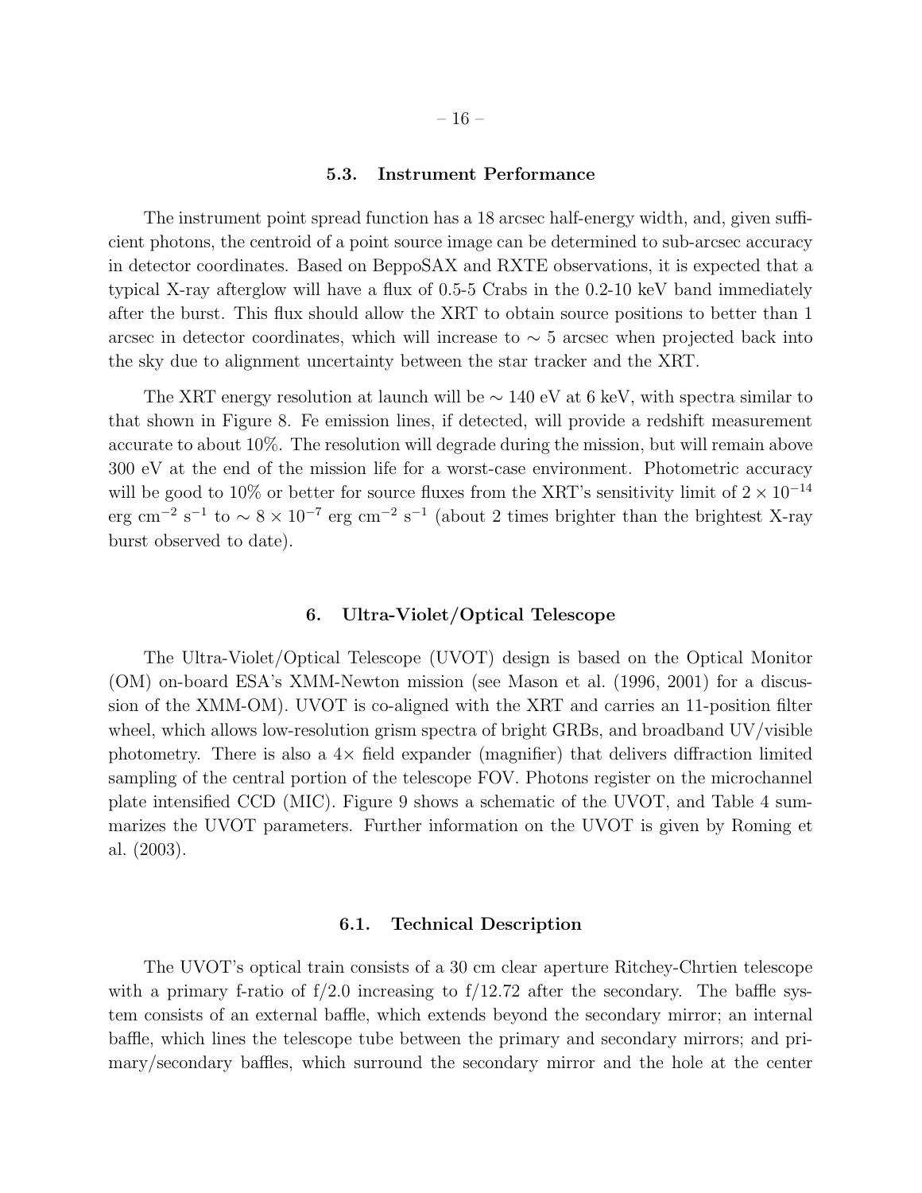### 5.3. Instrument Performance

The instrument point spread function has a 18 arcsec half-energy width, and, given sufficient photons, the centroid of a point source image can be determined to sub-arcsec accuracy in detector coordinates. Based on BeppoSAX and RXTE observations, it is expected that a typical X-ray afterglow will have a flux of 0.5-5 Crabs in the 0.2-10 keV band immediately after the burst. This flux should allow the XRT to obtain source positions to better than 1 arcsec in detector coordinates, which will increase to $\sim 5$ arcsec when projected back into the sky due to alignment uncertainty between the star tracker and the XRT.

The XRT energy resolution at launch will be $\sim 140$ eV at 6 keV, with spectra similar to that shown in Figure 8. Fe emission lines, if detected, will provide a redshift measurement accurate to about 10%. The resolution will degrade during the mission, but will remain above 300 eV at the end of the mission life for a worst-case environment. Photometric accuracy will be good to 10% or better for source fluxes from the XRT's sensitivity limit of $2 \times 10^{-14}$ erg cm$^{-2}$ s$^{-1}$ to $\sim 8 \times 10^{-7}$ erg cm$^{-2}$ s$^{-1}$ (about 2 times brighter than the brightest X-ray burst observed to date).

## 6. Ultra-Violet/Optical Telescope

The Ultra-Violet/Optical Telescope (UVOT) design is based on the Optical Monitor (OM) on-board ESA's XMM-Newton mission (see Mason et al. (1996, 2001) for a discussion of the XMM-OM). UVOT is co-aligned with the XRT and carries an 11-position filter wheel, which allows low-resolution grism spectra of bright GRBs, and broadband UV/visible photometry. There is also a 4× field expander (magnifier) that delivers diffraction limited sampling of the central portion of the telescope FOV. Photons register on the microchannel plate intensified CCD (MIC). Figure 9 shows a schematic of the UVOT, and Table 4 summarizes the UVOT parameters. Further information on the UVOT is given by Roming et al. (2003).

### 6.1. Technical Description

The UVOT's optical train consists of a 30 cm clear aperture Ritchey-Chrtien telescope with a primary f-ratio of f/2.0 increasing to f/12.72 after the secondary. The baffle system consists of an external baffle, which extends beyond the secondary mirror; an internal baffle, which lines the telescope tube between the primary and secondary mirrors; and primary/secondary baffles, which surround the secondary mirror and the hole at the center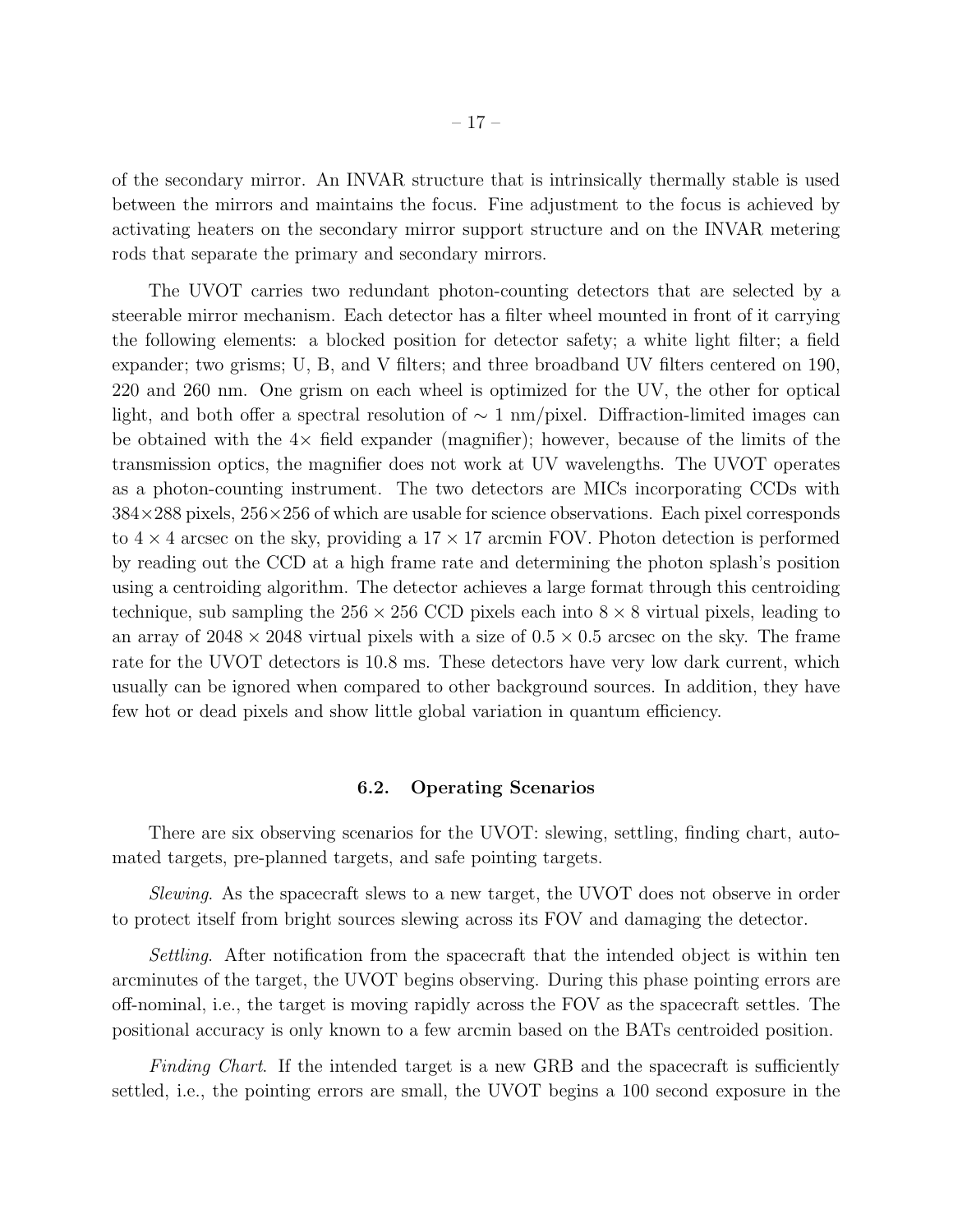of the secondary mirror. An INVAR structure that is intrinsically thermally stable is used between the mirrors and maintains the focus. Fine adjustment to the focus is achieved by activating heaters on the secondary mirror support structure and on the INVAR metering rods that separate the primary and secondary mirrors.

The UVOT carries two redundant photon-counting detectors that are selected by a steerable mirror mechanism. Each detector has a filter wheel mounted in front of it carrying the following elements: a blocked position for detector safety; a white light filter; a field expander; two grisms; U, B, and V filters; and three broadband UV filters centered on 190, 220 and 260 nm. One grism on each wheel is optimized for the UV, the other for optical light, and both offer a spectral resolution of $\sim$ 1 nm/pixel. Diffraction-limited images can be obtained with the $4\times$ field expander (magnifier); however, because of the limits of the transmission optics, the magnifier does not work at UV wavelengths. The UVOT operates as a photon-counting instrument. The two detectors are MICs incorporating CCDs with $384\times288$ pixels, $256\times256$ of which are usable for science observations. Each pixel corresponds to $4 \times 4$ arcsec on the sky, providing a $17 \times 17$ arcmin FOV. Photon detection is performed by reading out the CCD at a high frame rate and determining the photon splash's position using a centroiding algorithm. The detector achieves a large format through this centroiding technique, sub sampling the $256 \times 256$ CCD pixels each into $8 \times 8$ virtual pixels, leading to an array of $2048 \times 2048$ virtual pixels with a size of $0.5 \times 0.5$ arcsec on the sky. The frame rate for the UVOT detectors is 10.8 ms. These detectors have very low dark current, which usually can be ignored when compared to other background sources. In addition, they have few hot or dead pixels and show little global variation in quantum efficiency.

### 6.2. Operating Scenarios

There are six observing scenarios for the UVOT: slewing, settling, finding chart, automated targets, pre-planned targets, and safe pointing targets.

*Slewing*. As the spacecraft slews to a new target, the UVOT does not observe in order to protect itself from bright sources slewing across its FOV and damaging the detector.

*Settling*. After notification from the spacecraft that the intended object is within ten arcminutes of the target, the UVOT begins observing. During this phase pointing errors are off-nominal, i.e., the target is moving rapidly across the FOV as the spacecraft settles. The positional accuracy is only known to a few arcmin based on the BATs centroided position.

*Finding Chart*. If the intended target is a new GRB and the spacecraft is sufficiently settled, i.e., the pointing errors are small, the UVOT begins a 100 second exposure in the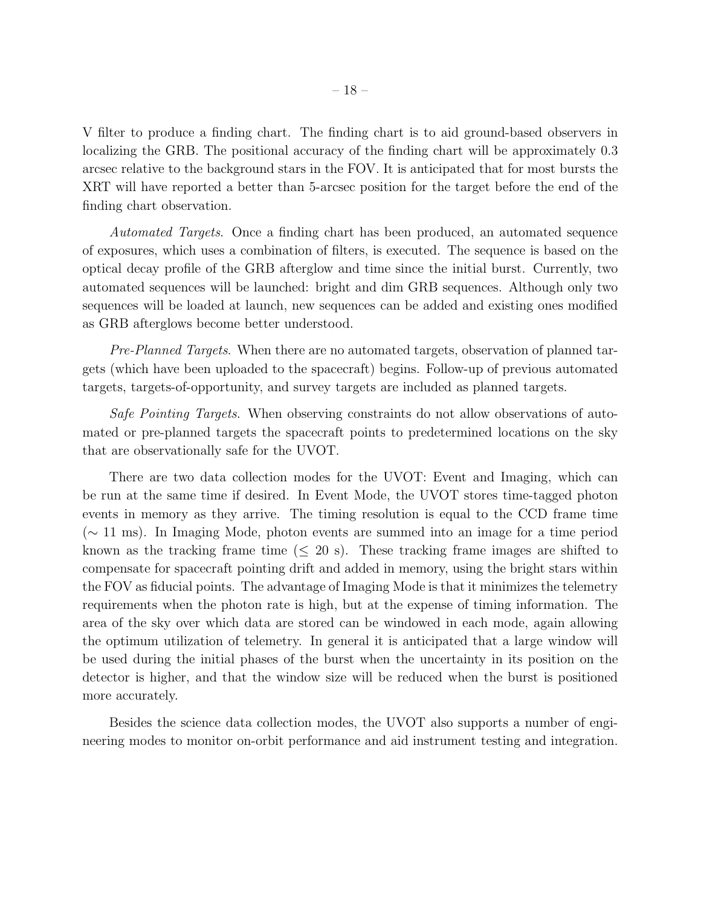V filter to produce a finding chart. The finding chart is to aid ground-based observers in localizing the GRB. The positional accuracy of the finding chart will be approximately 0.3 arcsec relative to the background stars in the FOV. It is anticipated that for most bursts the XRT will have reported a better than 5-arcsec position for the target before the end of the finding chart observation.

*Automated Targets*. Once a finding chart has been produced, an automated sequence of exposures, which uses a combination of filters, is executed. The sequence is based on the optical decay profile of the GRB afterglow and time since the initial burst. Currently, two automated sequences will be launched: bright and dim GRB sequences. Although only two sequences will be loaded at launch, new sequences can be added and existing ones modified as GRB afterglows become better understood.

*Pre-Planned Targets*. When there are no automated targets, observation of planned targets (which have been uploaded to the spacecraft) begins. Follow-up of previous automated targets, targets-of-opportunity, and survey targets are included as planned targets.

*Safe Pointing Targets*. When observing constraints do not allow observations of automated or pre-planned targets the spacecraft points to predetermined locations on the sky that are observationally safe for the UVOT.

There are two data collection modes for the UVOT: Event and Imaging, which can be run at the same time if desired. In Event Mode, the UVOT stores time-tagged photon events in memory as they arrive. The timing resolution is equal to the CCD frame time ($\sim$ 11 ms). In Imaging Mode, photon events are summed into an image for a time period known as the tracking frame time ($\leq$ 20 s). These tracking frame images are shifted to compensate for spacecraft pointing drift and added in memory, using the bright stars within the FOV as fiducial points. The advantage of Imaging Mode is that it minimizes the telemetry requirements when the photon rate is high, but at the expense of timing information. The area of the sky over which data are stored can be windowed in each mode, again allowing the optimum utilization of telemetry. In general it is anticipated that a large window will be used during the initial phases of the burst when the uncertainty in its position on the detector is higher, and that the window size will be reduced when the burst is positioned more accurately.

Besides the science data collection modes, the UVOT also supports a number of engineering modes to monitor on-orbit performance and aid instrument testing and integration.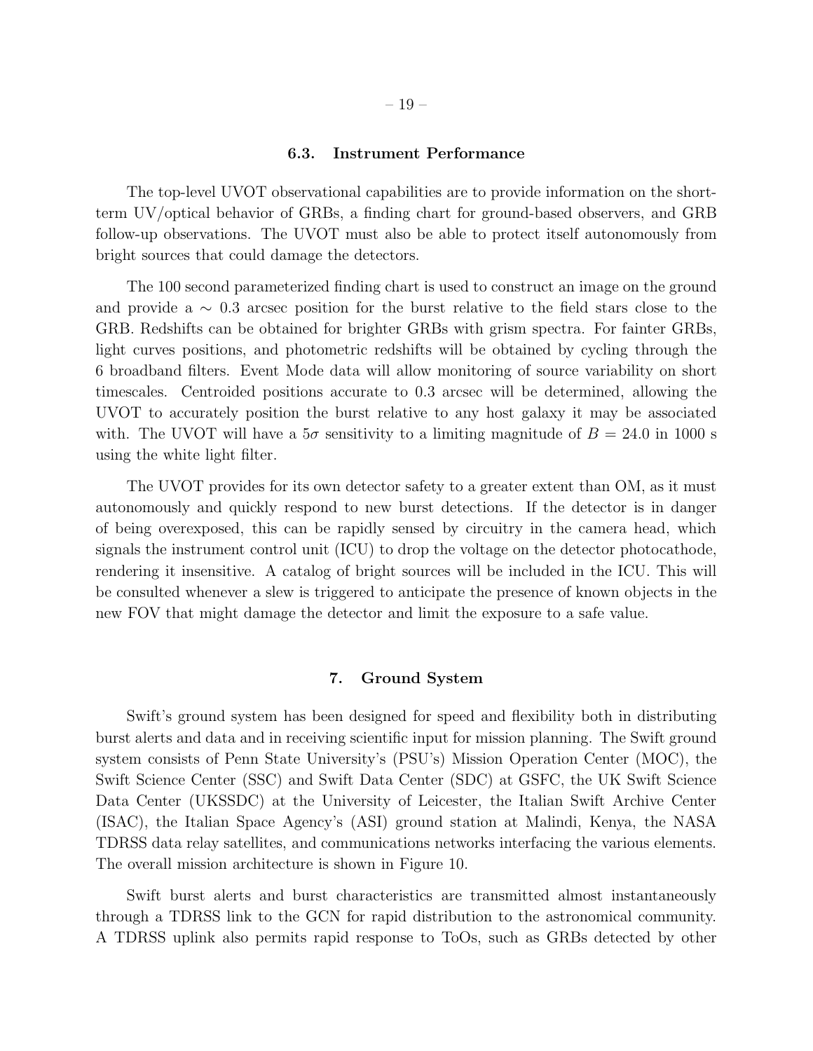### 6.3. Instrument Performance

The top-level UVOT observational capabilities are to provide information on the short-term UV/optical behavior of GRBs, a finding chart for ground-based observers, and GRB follow-up observations. The UVOT must also be able to protect itself autonomously from bright sources that could damage the detectors.

The 100 second parameterized finding chart is used to construct an image on the ground and provide a $\sim$ 0.3 arcsec position for the burst relative to the field stars close to the GRB. Redshifts can be obtained for brighter GRBs with grism spectra. For fainter GRBs, light curves positions, and photometric redshifts will be obtained by cycling through the 6 broadband filters. Event Mode data will allow monitoring of source variability on short timescales. Centroided positions accurate to 0.3 arcsec will be determined, allowing the UVOT to accurately position the burst relative to any host galaxy it may be associated with. The UVOT will have a $5\sigma$ sensitivity to a limiting magnitude of $B = 24.0$ in 1000 s using the white light filter.

The UVOT provides for its own detector safety to a greater extent than OM, as it must autonomously and quickly respond to new burst detections. If the detector is in danger of being overexposed, this can be rapidly sensed by circuitry in the camera head, which signals the instrument control unit (ICU) to drop the voltage on the detector photocathode, rendering it insensitive. A catalog of bright sources will be included in the ICU. This will be consulted whenever a slew is triggered to anticipate the presence of known objects in the new FOV that might damage the detector and limit the exposure to a safe value.

## 7. Ground System

Swift's ground system has been designed for speed and flexibility both in distributing burst alerts and data and in receiving scientific input for mission planning. The Swift ground system consists of Penn State University's (PSU's) Mission Operation Center (MOC), the Swift Science Center (SSC) and Swift Data Center (SDC) at GSFC, the UK Swift Science Data Center (UKSSDC) at the University of Leicester, the Italian Swift Archive Center (ISAC), the Italian Space Agency's (ASI) ground station at Malindi, Kenya, the NASA TDRSS data relay satellites, and communications networks interfacing the various elements. The overall mission architecture is shown in Figure 10.

Swift burst alerts and burst characteristics are transmitted almost instantaneously through a TDRSS link to the GCN for rapid distribution to the astronomical community. A TDRSS uplink also permits rapid response to ToOs, such as GRBs detected by other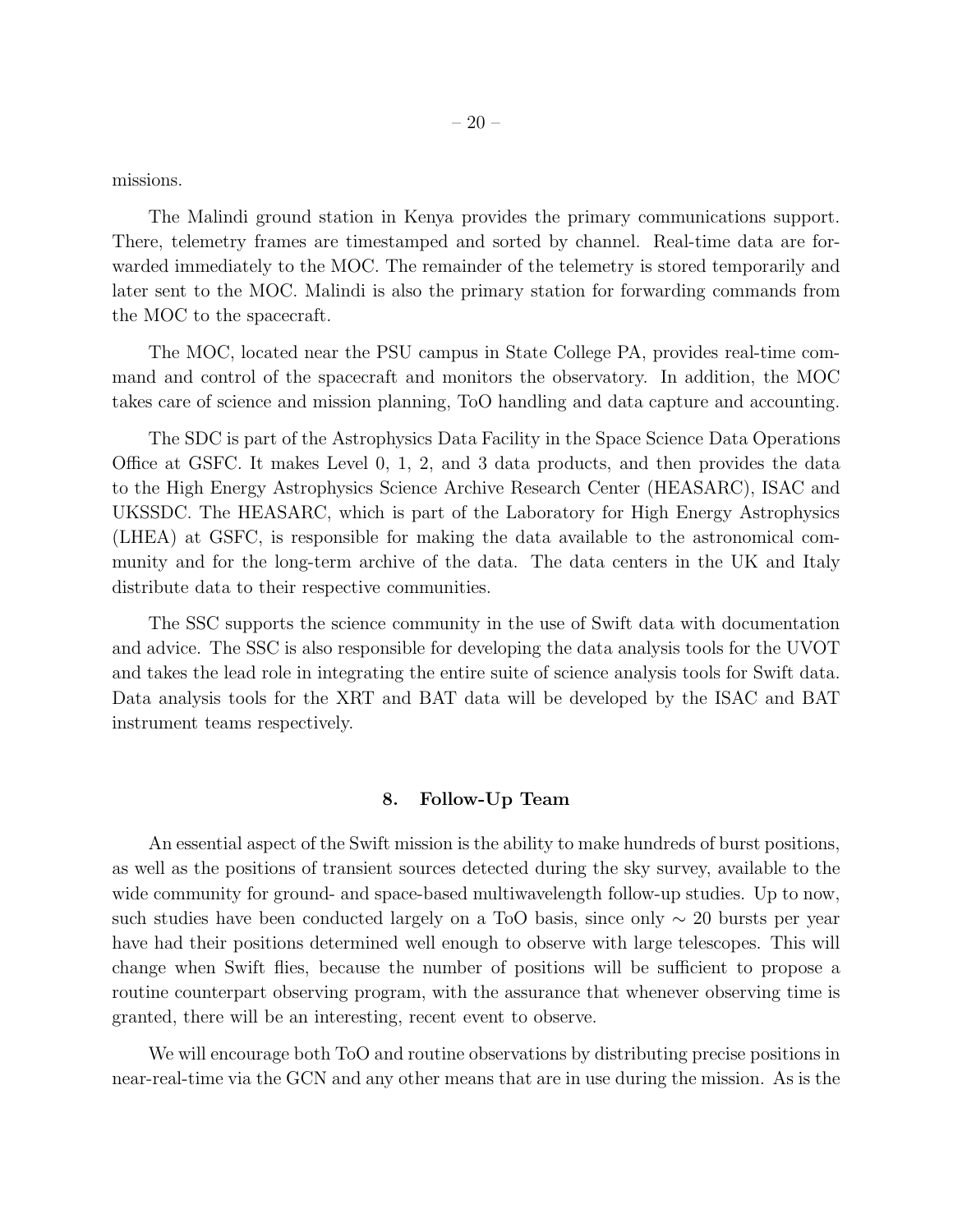missions.

The Malindi ground station in Kenya provides the primary communications support. There, telemetry frames are timestamped and sorted by channel. Real-time data are forwarded immediately to the MOC. The remainder of the telemetry is stored temporarily and later sent to the MOC. Malindi is also the primary station for forwarding commands from the MOC to the spacecraft.

The MOC, located near the PSU campus in State College PA, provides real-time command and control of the spacecraft and monitors the observatory. In addition, the MOC takes care of science and mission planning, ToO handling and data capture and accounting.

The SDC is part of the Astrophysics Data Facility in the Space Science Data Operations Office at GSFC. It makes Level 0, 1, 2, and 3 data products, and then provides the data to the High Energy Astrophysics Science Archive Research Center (HEASARC), ISAC and UKSSDC. The HEASARC, which is part of the Laboratory for High Energy Astrophysics (LHEA) at GSFC, is responsible for making the data available to the astronomical community and for the long-term archive of the data. The data centers in the UK and Italy distribute data to their respective communities.

The SSC supports the science community in the use of Swift data with documentation and advice. The SSC is also responsible for developing the data analysis tools for the UVOT and takes the lead role in integrating the entire suite of science analysis tools for Swift data. Data analysis tools for the XRT and BAT data will be developed by the ISAC and BAT instrument teams respectively.

## 8. Follow-Up Team

An essential aspect of the Swift mission is the ability to make hundreds of burst positions, as well as the positions of transient sources detected during the sky survey, available to the wide community for ground- and space-based multiwavelength follow-up studies. Up to now, such studies have been conducted largely on a ToO basis, since only $\sim 20$ bursts per year have had their positions determined well enough to observe with large telescopes. This will change when Swift flies, because the number of positions will be sufficient to propose a routine counterpart observing program, with the assurance that whenever observing time is granted, there will be an interesting, recent event to observe.

We will encourage both ToO and routine observations by distributing precise positions in near-real-time via the GCN and any other means that are in use during the mission. As is the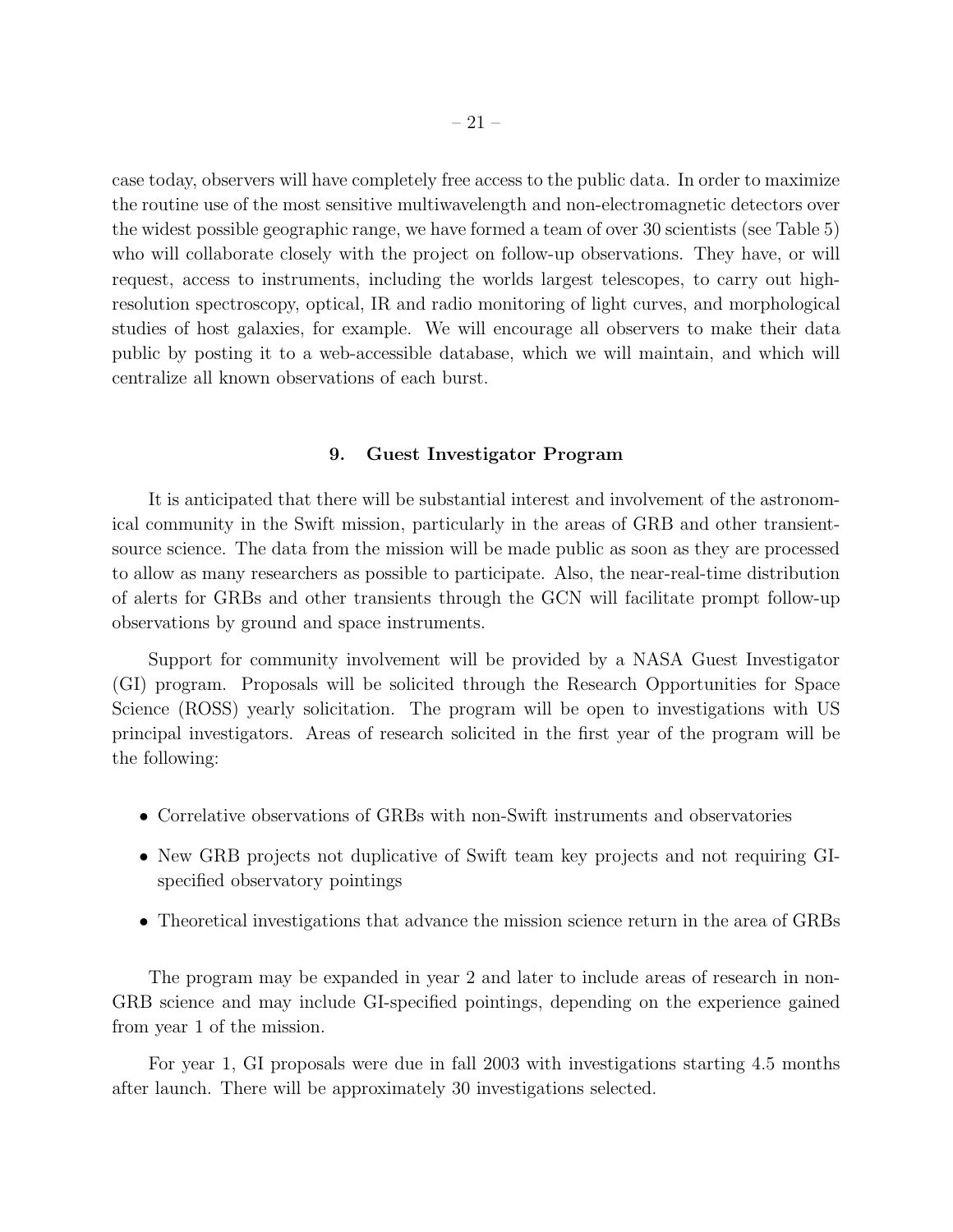case today, observers will have completely free access to the public data. In order to maximize the routine use of the most sensitive multiwavelength and non-electromagnetic detectors over the widest possible geographic range, we have formed a team of over 30 scientists (see Table 5) who will collaborate closely with the project on follow-up observations. They have, or will request, access to instruments, including the worlds largest telescopes, to carry out high-resolution spectroscopy, optical, IR and radio monitoring of light curves, and morphological studies of host galaxies, for example. We will encourage all observers to make their data public by posting it to a web-accessible database, which we will maintain, and which will centralize all known observations of each burst.

## 9. Guest Investigator Program

It is anticipated that there will be substantial interest and involvement of the astronomical community in the Swift mission, particularly in the areas of GRB and other transient-source science. The data from the mission will be made public as soon as they are processed to allow as many researchers as possible to participate. Also, the near-real-time distribution of alerts for GRBs and other transients through the GCN will facilitate prompt follow-up observations by ground and space instruments.

Support for community involvement will be provided by a NASA Guest Investigator (GI) program. Proposals will be solicited through the Research Opportunities for Space Science (ROSS) yearly solicitation. The program will be open to investigations with US principal investigators. Areas of research solicited in the first year of the program will be the following:

- Correlative observations of GRBs with non-Swift instruments and observatories
- New GRB projects not duplicative of Swift team key projects and not requiring GI-specified observatory pointings
- Theoretical investigations that advance the mission science return in the area of GRBs

The program may be expanded in year 2 and later to include areas of research in non-GRB science and may include GI-specified pointings, depending on the experience gained from year 1 of the mission.

For year 1, GI proposals were due in fall 2003 with investigations starting 4.5 months after launch. There will be approximately 30 investigations selected.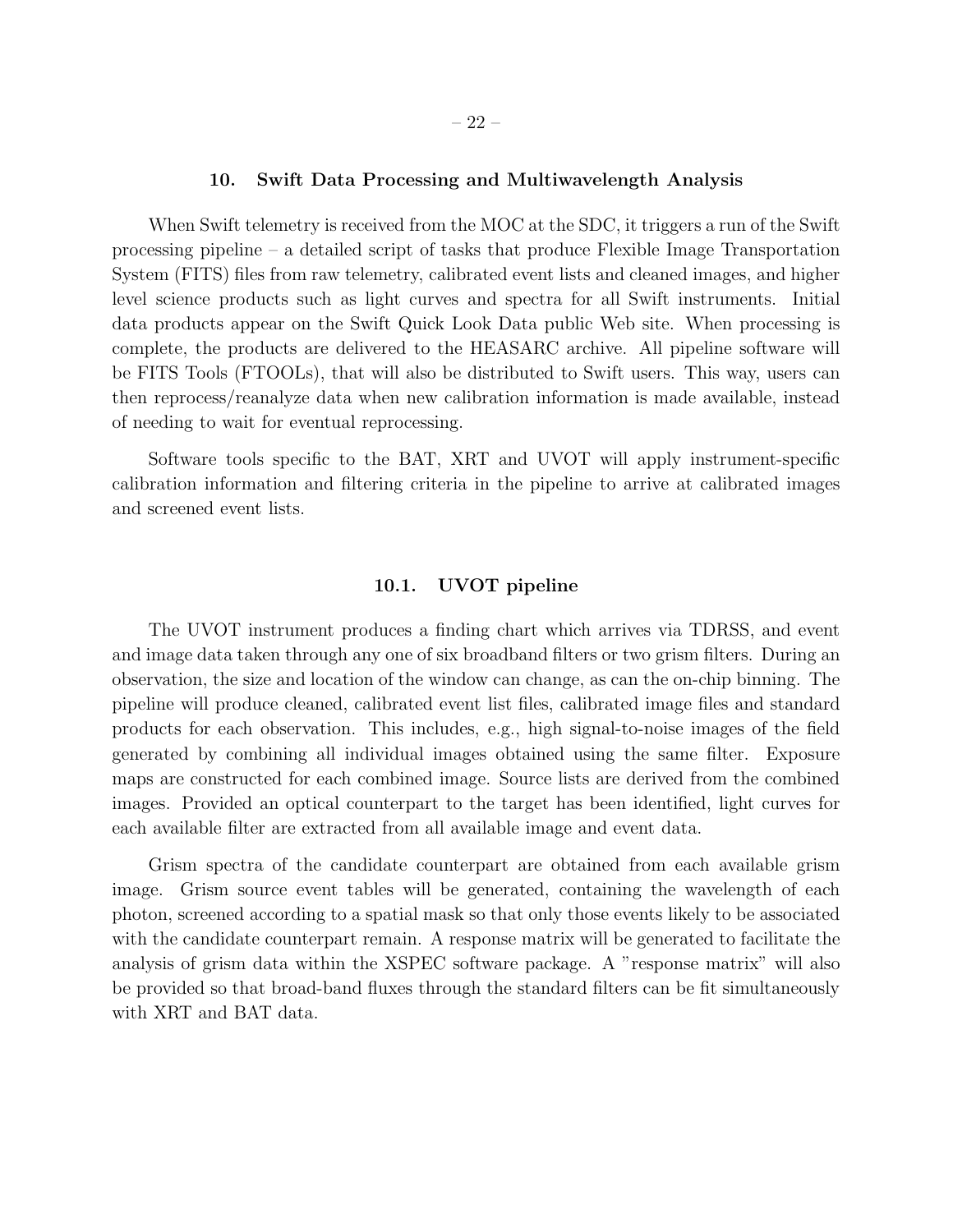## 10. Swift Data Processing and Multiwavelength Analysis

When Swift telemetry is received from the MOC at the SDC, it triggers a run of the Swift processing pipeline – a detailed script of tasks that produce Flexible Image Transportation System (FITS) files from raw telemetry, calibrated event lists and cleaned images, and higher level science products such as light curves and spectra for all Swift instruments. Initial data products appear on the Swift Quick Look Data public Web site. When processing is complete, the products are delivered to the HEASARC archive. All pipeline software will be FITS Tools (FTOOLs), that will also be distributed to Swift users. This way, users can then reprocess/reanalyze data when new calibration information is made available, instead of needing to wait for eventual reprocessing.

Software tools specific to the BAT, XRT and UVOT will apply instrument-specific calibration information and filtering criteria in the pipeline to arrive at calibrated images and screened event lists.

### 10.1. UVOT pipeline

The UVOT instrument produces a finding chart which arrives via TDRSS, and event and image data taken through any one of six broadband filters or two grism filters. During an observation, the size and location of the window can change, as can the on-chip binning. The pipeline will produce cleaned, calibrated event list files, calibrated image files and standard products for each observation. This includes, e.g., high signal-to-noise images of the field generated by combining all individual images obtained using the same filter. Exposure maps are constructed for each combined image. Source lists are derived from the combined images. Provided an optical counterpart to the target has been identified, light curves for each available filter are extracted from all available image and event data.

Grism spectra of the candidate counterpart are obtained from each available grism image. Grism source event tables will be generated, containing the wavelength of each photon, screened according to a spatial mask so that only those events likely to be associated with the candidate counterpart remain. A response matrix will be generated to facilitate the analysis of grism data within the XSPEC software package. A "response matrix" will also be provided so that broad-band fluxes through the standard filters can be fit simultaneously with XRT and BAT data.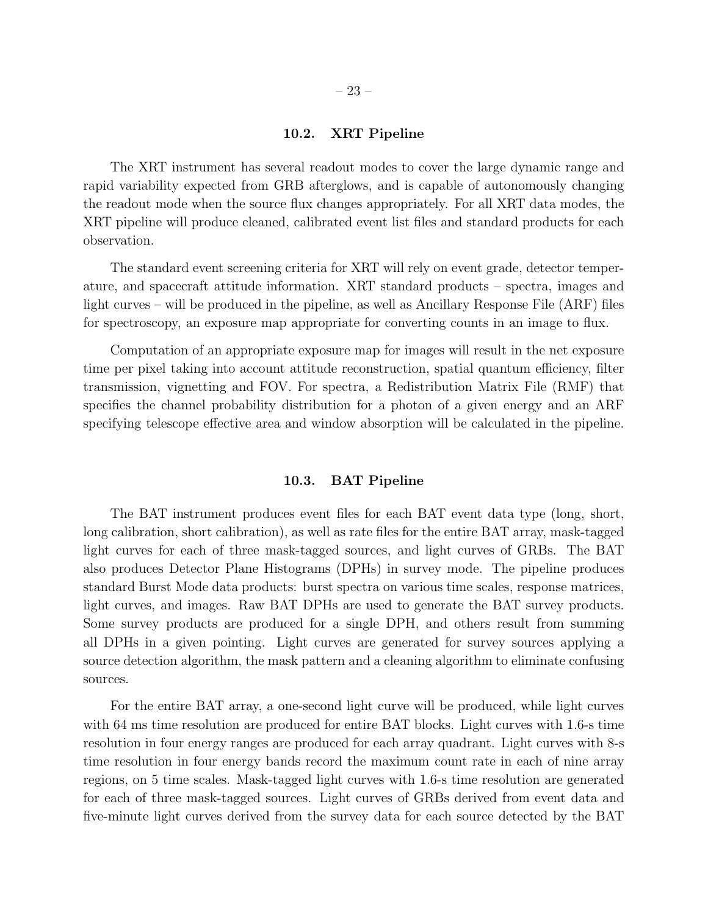### 10.2. XRT Pipeline

The XRT instrument has several readout modes to cover the large dynamic range and rapid variability expected from GRB afterglows, and is capable of autonomously changing the readout mode when the source flux changes appropriately. For all XRT data modes, the XRT pipeline will produce cleaned, calibrated event list files and standard products for each observation.

The standard event screening criteria for XRT will rely on event grade, detector temperature, and spacecraft attitude information. XRT standard products – spectra, images and light curves – will be produced in the pipeline, as well as Ancillary Response File (ARF) files for spectroscopy, an exposure map appropriate for converting counts in an image to flux.

Computation of an appropriate exposure map for images will result in the net exposure time per pixel taking into account attitude reconstruction, spatial quantum efficiency, filter transmission, vignetting and FOV. For spectra, a Redistribution Matrix File (RMF) that specifies the channel probability distribution for a photon of a given energy and an ARF specifying telescope effective area and window absorption will be calculated in the pipeline.

### 10.3. BAT Pipeline

The BAT instrument produces event files for each BAT event data type (long, short, long calibration, short calibration), as well as rate files for the entire BAT array, mask-tagged light curves for each of three mask-tagged sources, and light curves of GRBs. The BAT also produces Detector Plane Histograms (DPHs) in survey mode. The pipeline produces standard Burst Mode data products: burst spectra on various time scales, response matrices, light curves, and images. Raw BAT DPHs are used to generate the BAT survey products. Some survey products are produced for a single DPH, and others result from summing all DPHs in a given pointing. Light curves are generated for survey sources applying a source detection algorithm, the mask pattern and a cleaning algorithm to eliminate confusing sources.

For the entire BAT array, a one-second light curve will be produced, while light curves with 64 ms time resolution are produced for entire BAT blocks. Light curves with 1.6-s time resolution in four energy ranges are produced for each array quadrant. Light curves with 8-s time resolution in four energy bands record the maximum count rate in each of nine array regions, on 5 time scales. Mask-tagged light curves with 1.6-s time resolution are generated for each of three mask-tagged sources. Light curves of GRBs derived from event data and five-minute light curves derived from the survey data for each source detected by the BAT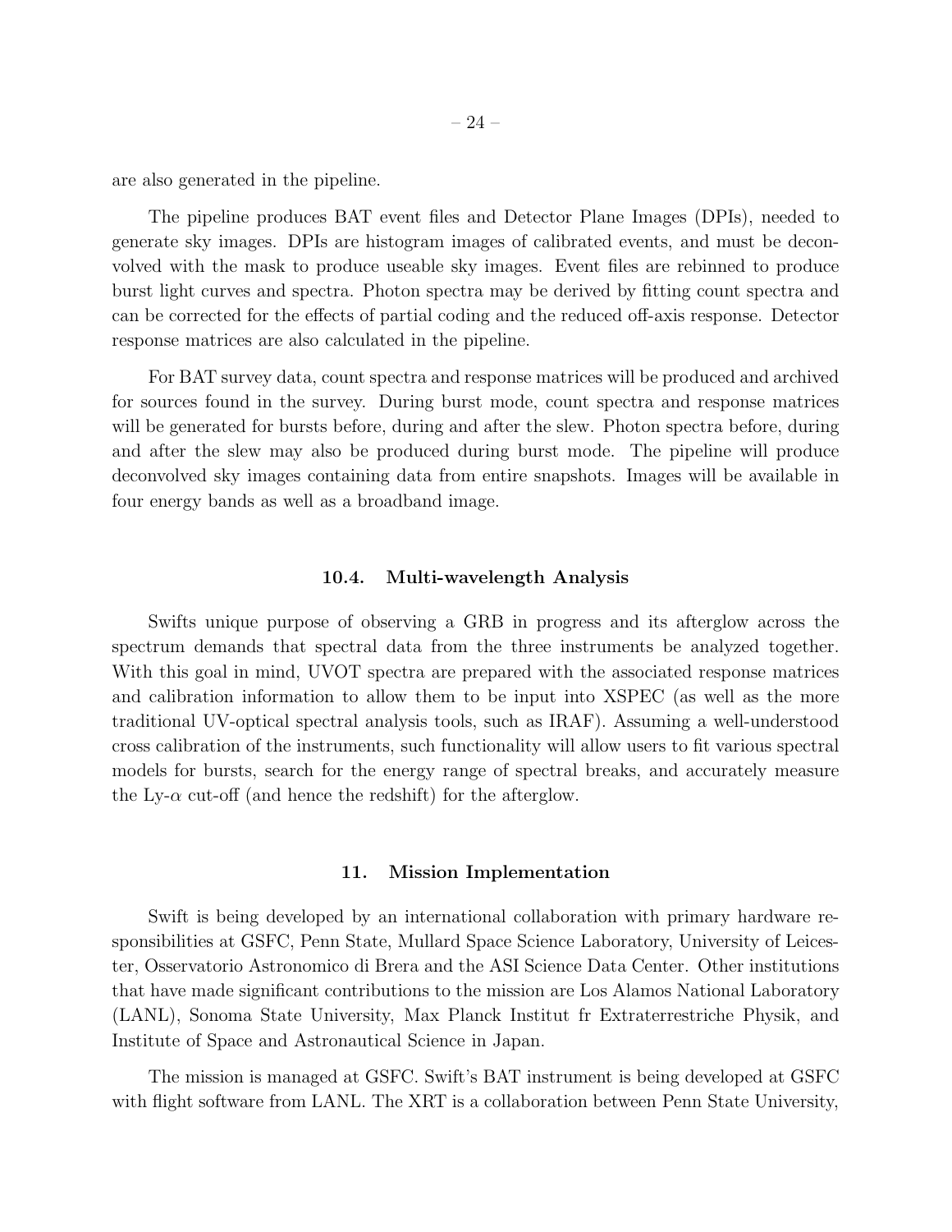are also generated in the pipeline.

The pipeline produces BAT event files and Detector Plane Images (DPIs), needed to generate sky images. DPIs are histogram images of calibrated events, and must be deconvolved with the mask to produce useable sky images. Event files are rebinned to produce burst light curves and spectra. Photon spectra may be derived by fitting count spectra and can be corrected for the effects of partial coding and the reduced off-axis response. Detector response matrices are also calculated in the pipeline.

For BAT survey data, count spectra and response matrices will be produced and archived for sources found in the survey. During burst mode, count spectra and response matrices will be generated for bursts before, during and after the slew. Photon spectra before, during and after the slew may also be produced during burst mode. The pipeline will produce deconvolved sky images containing data from entire snapshots. Images will be available in four energy bands as well as a broadband image.

### 10.4. Multi-wavelength Analysis

Swifts unique purpose of observing a GRB in progress and its afterglow across the spectrum demands that spectral data from the three instruments be analyzed together. With this goal in mind, UVOT spectra are prepared with the associated response matrices and calibration information to allow them to be input into XSPEC (as well as the more traditional UV-optical spectral analysis tools, such as IRAF). Assuming a well-understood cross calibration of the instruments, such functionality will allow users to fit various spectral models for bursts, search for the energy range of spectral breaks, and accurately measure the Ly-$\alpha$ cut-off (and hence the redshift) for the afterglow.

## 11. Mission Implementation

Swift is being developed by an international collaboration with primary hardware responsibilities at GSFC, Penn State, Mullard Space Science Laboratory, University of Leicester, Osservatorio Astronomico di Brera and the ASI Science Data Center. Other institutions that have made significant contributions to the mission are Los Alamos National Laboratory (LANL), Sonoma State University, Max Planck Institut fr Extraterrestriche Physik, and Institute of Space and Astronautical Science in Japan.

The mission is managed at GSFC. Swift's BAT instrument is being developed at GSFC with flight software from LANL. The XRT is a collaboration between Penn State University,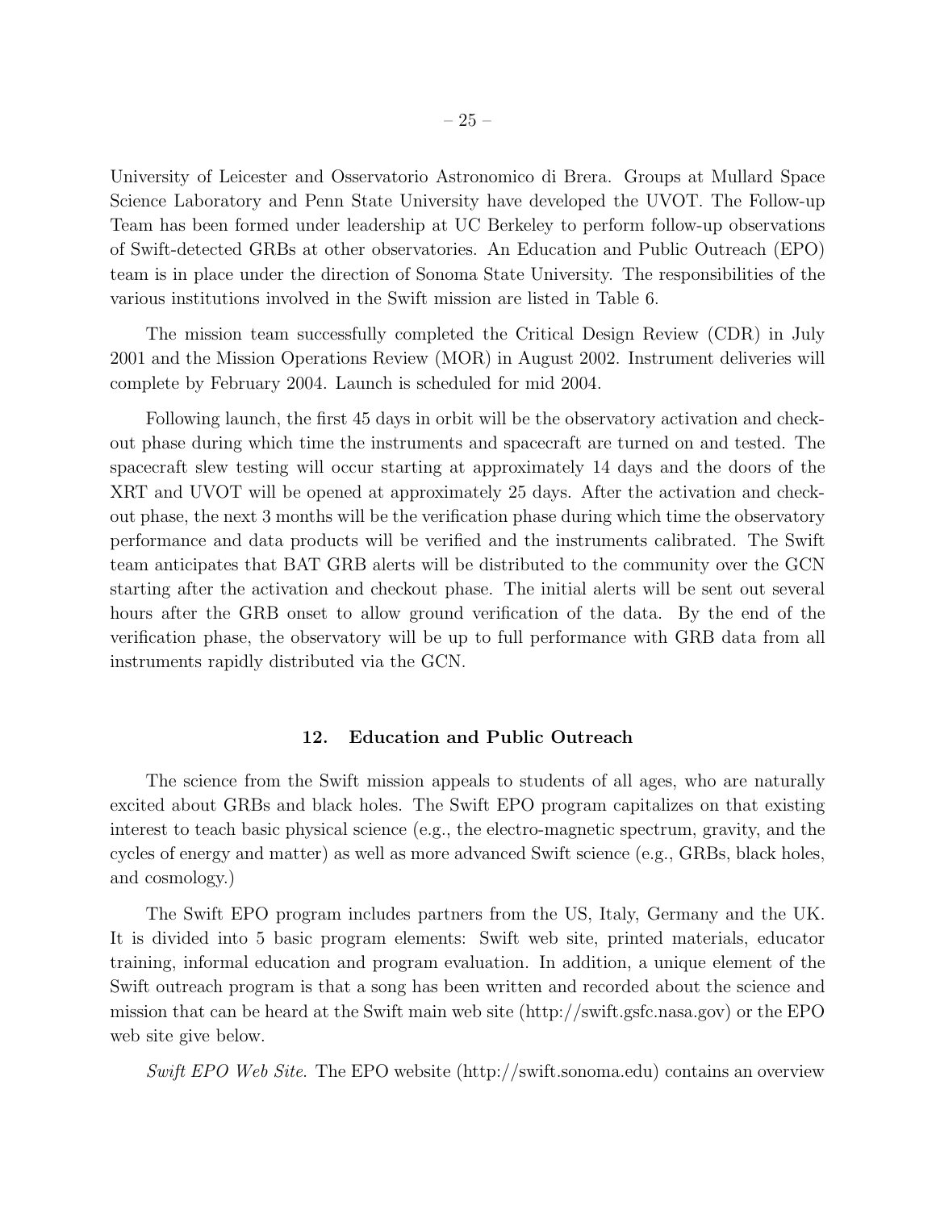University of Leicester and Osservatorio Astronomico di Brera. Groups at Mullard Space Science Laboratory and Penn State University have developed the UVOT. The Follow-up Team has been formed under leadership at UC Berkeley to perform follow-up observations of Swift-detected GRBs at other observatories. An Education and Public Outreach (EPO) team is in place under the direction of Sonoma State University. The responsibilities of the various institutions involved in the Swift mission are listed in Table 6.

The mission team successfully completed the Critical Design Review (CDR) in July 2001 and the Mission Operations Review (MOR) in August 2002. Instrument deliveries will complete by February 2004. Launch is scheduled for mid 2004.

Following launch, the first 45 days in orbit will be the observatory activation and checkout phase during which time the instruments and spacecraft are turned on and tested. The spacecraft slew testing will occur starting at approximately 14 days and the doors of the XRT and UVOT will be opened at approximately 25 days. After the activation and checkout phase, the next 3 months will be the verification phase during which time the observatory performance and data products will be verified and the instruments calibrated. The Swift team anticipates that BAT GRB alerts will be distributed to the community over the GCN starting after the activation and checkout phase. The initial alerts will be sent out several hours after the GRB onset to allow ground verification of the data. By the end of the verification phase, the observatory will be up to full performance with GRB data from all instruments rapidly distributed via the GCN.

## 12. Education and Public Outreach

The science from the Swift mission appeals to students of all ages, who are naturally excited about GRBs and black holes. The Swift EPO program capitalizes on that existing interest to teach basic physical science (e.g., the electro-magnetic spectrum, gravity, and the cycles of energy and matter) as well as more advanced Swift science (e.g., GRBs, black holes, and cosmology.)

The Swift EPO program includes partners from the US, Italy, Germany and the UK. It is divided into 5 basic program elements: Swift web site, printed materials, educator training, informal education and program evaluation. In addition, a unique element of the Swift outreach program is that a song has been written and recorded about the science and mission that can be heard at the Swift main web site (http://swift.gsfc.nasa.gov) or the EPO web site give below.

*Swift EPO Web Site*. The EPO website (http://swift.sonoma.edu) contains an overview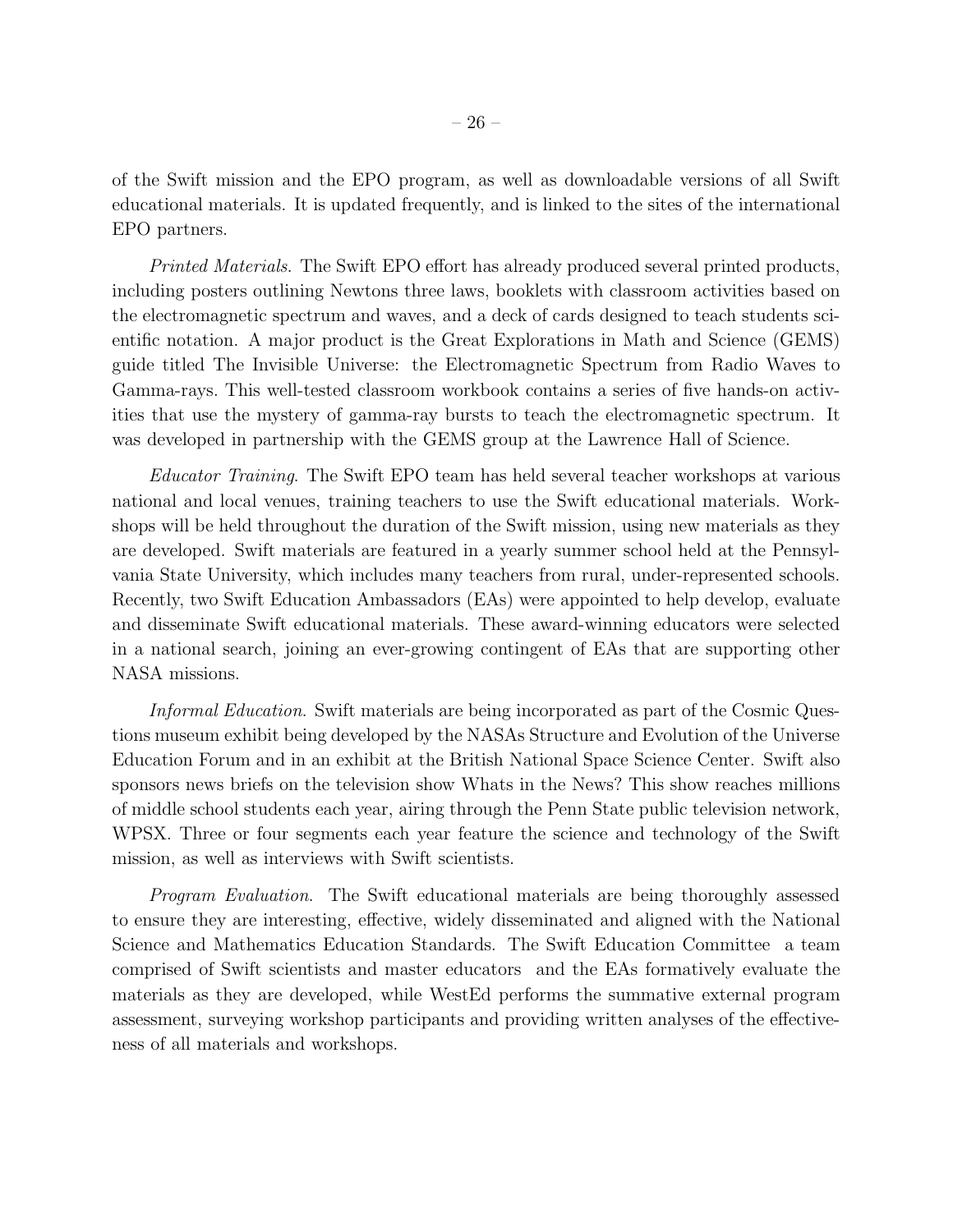of the Swift mission and the EPO program, as well as downloadable versions of all Swift educational materials. It is updated frequently, and is linked to the sites of the international EPO partners.

*Printed Materials*. The Swift EPO effort has already produced several printed products, including posters outlining Newtons three laws, booklets with classroom activities based on the electromagnetic spectrum and waves, and a deck of cards designed to teach students scientific notation. A major product is the Great Explorations in Math and Science (GEMS) guide titled The Invisible Universe: the Electromagnetic Spectrum from Radio Waves to Gamma-rays. This well-tested classroom workbook contains a series of five hands-on activities that use the mystery of gamma-ray bursts to teach the electromagnetic spectrum. It was developed in partnership with the GEMS group at the Lawrence Hall of Science.

*Educator Training*. The Swift EPO team has held several teacher workshops at various national and local venues, training teachers to use the Swift educational materials. Workshops will be held throughout the duration of the Swift mission, using new materials as they are developed. Swift materials are featured in a yearly summer school held at the Pennsylvania State University, which includes many teachers from rural, under-represented schools. Recently, two Swift Education Ambassadors (EAs) were appointed to help develop, evaluate and disseminate Swift educational materials. These award-winning educators were selected in a national search, joining an ever-growing contingent of EAs that are supporting other NASA missions.

*Informal Education*. Swift materials are being incorporated as part of the Cosmic Questions museum exhibit being developed by the NASAs Structure and Evolution of the Universe Education Forum and in an exhibit at the British National Space Science Center. Swift also sponsors news briefs on the television show Whats in the News? This show reaches millions of middle school students each year, airing through the Penn State public television network, WPSX. Three or four segments each year feature the science and technology of the Swift mission, as well as interviews with Swift scientists.

*Program Evaluation*. The Swift educational materials are being thoroughly assessed to ensure they are interesting, effective, widely disseminated and aligned with the National Science and Mathematics Education Standards. The Swift Education Committee a team comprised of Swift scientists and master educators and the EAs formatively evaluate the materials as they are developed, while WestEd performs the summative external program assessment, surveying workshop participants and providing written analyses of the effectiveness of all materials and workshops.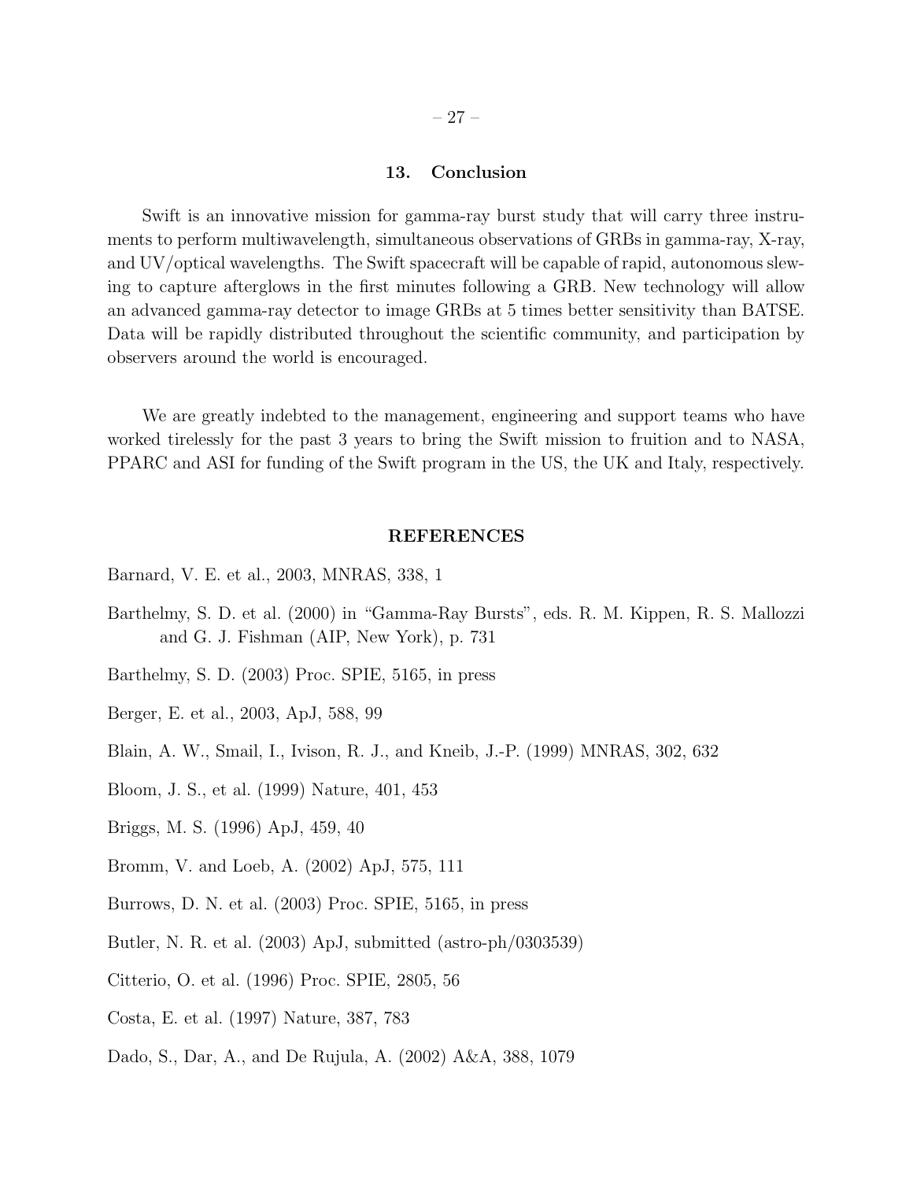## 13. Conclusion

Swift is an innovative mission for gamma-ray burst study that will carry three instruments to perform multiwavelength, simultaneous observations of GRBs in gamma-ray, X-ray, and UV/optical wavelengths. The Swift spacecraft will be capable of rapid, autonomous slewing to capture afterglows in the first minutes following a GRB. New technology will allow an advanced gamma-ray detector to image GRBs at 5 times better sensitivity than BATSE. Data will be rapidly distributed throughout the scientific community, and participation by observers around the world is encouraged.

We are greatly indebted to the management, engineering and support teams who have worked tirelessly for the past 3 years to bring the Swift mission to fruition and to NASA, PPARC and ASI for funding of the Swift program in the US, the UK and Italy, respectively.

## REFERENCES

Barnard, V. E. et al., 2003, MNRAS, 338, 1

Barthelmy, S. D. et al. (2000) in "Gamma-Ray Bursts", eds. R. M. Kippen, R. S. Mallozzi and G. J. Fishman (AIP, New York), p. 731

Barthelmy, S. D. (2003) Proc. SPIE, 5165, in press

Berger, E. et al., 2003, ApJ, 588, 99

Blain, A. W., Smail, I., Ivison, R. J., and Kneib, J.-P. (1999) MNRAS, 302, 632

Bloom, J. S., et al. (1999) Nature, 401, 453

Briggs, M. S. (1996) ApJ, 459, 40

Bromm, V. and Loeb, A. (2002) ApJ, 575, 111

Burrows, D. N. et al. (2003) Proc. SPIE, 5165, in press

Butler, N. R. et al. (2003) ApJ, submitted (astro-ph/0303539)

Citterio, O. et al. (1996) Proc. SPIE, 2805, 56

Costa, E. et al. (1997) Nature, 387, 783

Dado, S., Dar, A., and De Rujula, A. (2002) A&A, 388, 1079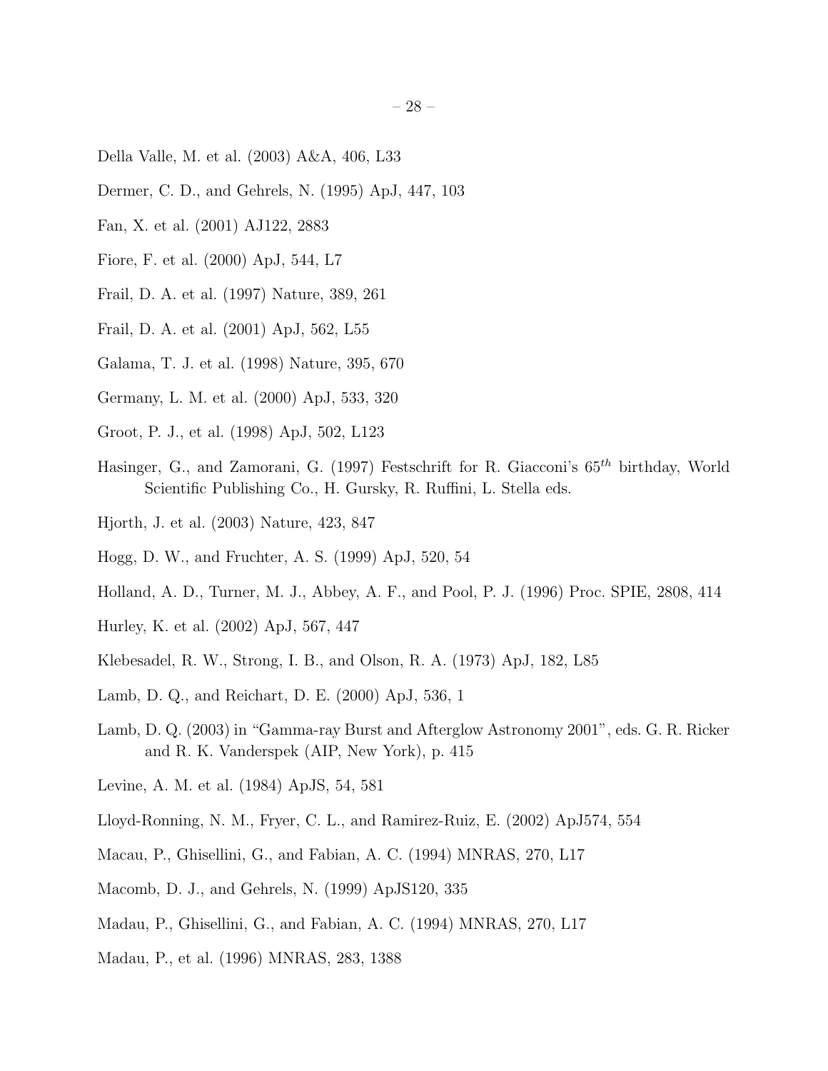Della Valle, M. et al. (2003) A&A, 406, L33

Dermer, C. D., and Gehrels, N. (1995) ApJ, 447, 103

Fan, X. et al. (2001) AJ122, 2883

Fiore, F. et al. (2000) ApJ, 544, L7

Frail, D. A. et al. (1997) Nature, 389, 261

Frail, D. A. et al. (2001) ApJ, 562, L55

Galama, T. J. et al. (1998) Nature, 395, 670

Germany, L. M. et al. (2000) ApJ, 533, 320

Groot, P. J., et al. (1998) ApJ, 502, L123

Hasinger, G., and Zamorani, G. (1997) Festschrift for R. Giacconi's $65^{th}$ birthday, World Scientific Publishing Co., H. Gursky, R. Ruffini, L. Stella eds.

Hjorth, J. et al. (2003) Nature, 423, 847

Hogg, D. W., and Fruchter, A. S. (1999) ApJ, 520, 54

Holland, A. D., Turner, M. J., Abbey, A. F., and Pool, P. J. (1996) Proc. SPIE, 2808, 414

Hurley, K. et al. (2002) ApJ, 567, 447

Klebesadel, R. W., Strong, I. B., and Olson, R. A. (1973) ApJ, 182, L85

Lamb, D. Q., and Reichart, D. E. (2000) ApJ, 536, 1

Lamb, D. Q. (2003) in "Gamma-ray Burst and Afterglow Astronomy 2001", eds. G. R. Ricker and R. K. Vanderspek (AIP, New York), p. 415

Levine, A. M. et al. (1984) ApJS, 54, 581

Lloyd-Ronning, N. M., Fryer, C. L., and Ramirez-Ruiz, E. (2002) ApJ574, 554

Macau, P., Ghisellini, G., and Fabian, A. C. (1994) MNRAS, 270, L17

Macomb, D. J., and Gehrels, N. (1999) ApJS120, 335

Madau, P., Ghisellini, G., and Fabian, A. C. (1994) MNRAS, 270, L17

Madau, P., et al. (1996) MNRAS, 283, 1388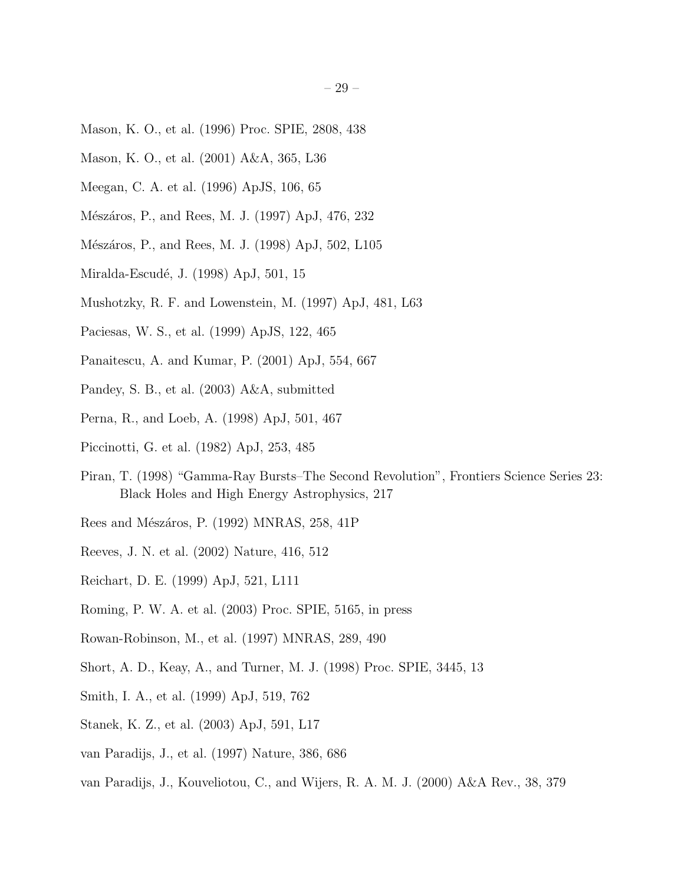Mason, K. O., et al. (1996) Proc. SPIE, 2808, 438

Mason, K. O., et al. (2001) A&A, 365, L36

Meegan, C. A. et al. (1996) ApJS, 106, 65

Mészáros, P., and Rees, M. J. (1997) ApJ, 476, 232

Mészáros, P., and Rees, M. J. (1998) ApJ, 502, L105

Miralda-Escudé, J. (1998) ApJ, 501, 15

Mushotzky, R. F. and Lowenstein, M. (1997) ApJ, 481, L63

Paciesas, W. S., et al. (1999) ApJS, 122, 465

Panaitescu, A. and Kumar, P. (2001) ApJ, 554, 667

Pandey, S. B., et al. (2003) A&A, submitted

Perna, R., and Loeb, A. (1998) ApJ, 501, 467

Piccinotti, G. et al. (1982) ApJ, 253, 485

Piran, T. (1998) "Gamma-Ray Bursts–The Second Revolution", Frontiers Science Series 23: Black Holes and High Energy Astrophysics, 217

Rees and Mészáros, P. (1992) MNRAS, 258, 41P

Reeves, J. N. et al. (2002) Nature, 416, 512

Reichart, D. E. (1999) ApJ, 521, L111

Roming, P. W. A. et al. (2003) Proc. SPIE, 5165, in press

Rowan-Robinson, M., et al. (1997) MNRAS, 289, 490

Short, A. D., Keay, A., and Turner, M. J. (1998) Proc. SPIE, 3445, 13

Smith, I. A., et al. (1999) ApJ, 519, 762

Stanek, K. Z., et al. (2003) ApJ, 591, L17

van Paradijs, J., et al. (1997) Nature, 386, 686

van Paradijs, J., Kouveliotou, C., and Wijers, R. A. M. J. (2000) A&A Rev., 38, 379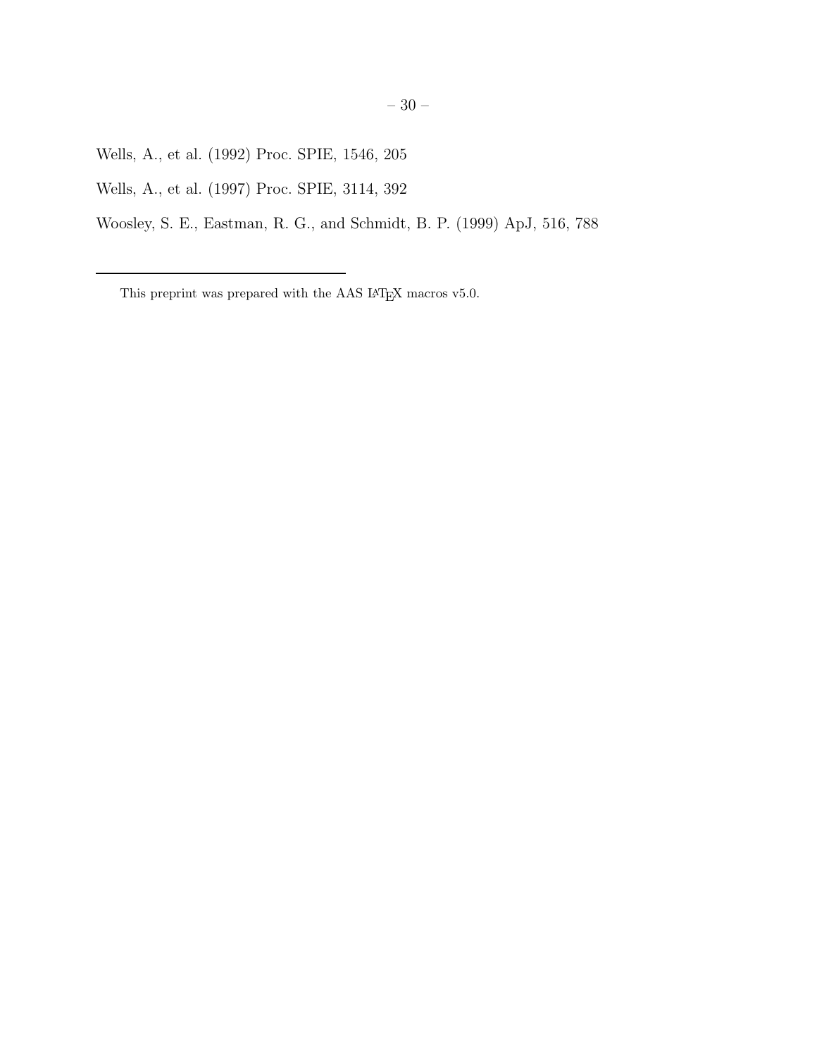Wells, A., et al. (1992) Proc. SPIE, 1546, 205

Wells, A., et al. (1997) Proc. SPIE, 3114, 392

Woosley, S. E., Eastman, R. G., and Schmidt, B. P. (1999) ApJ, 516, 788

---

This preprint was prepared with the AAS LaTeX macros v5.0.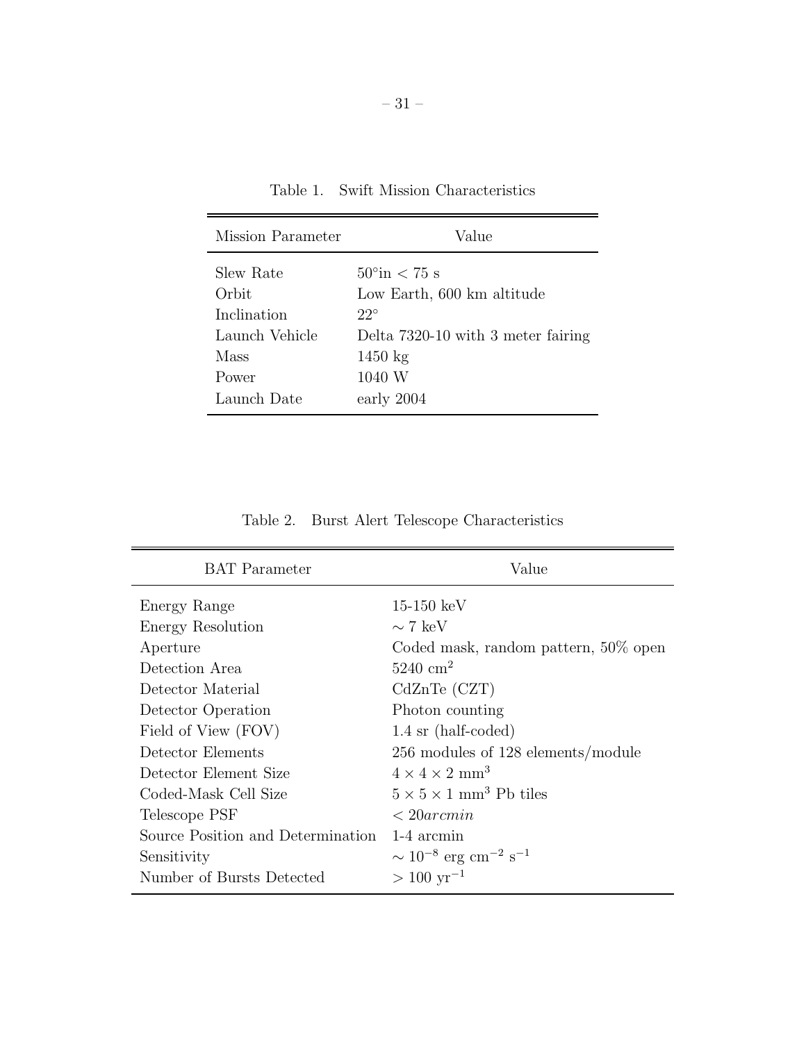Table 1. Swift Mission Characteristics

| Mission Parameter | Value |
|---|---|
| Slew Rate | $50°$in $< 75$ s |
| Orbit | Low Earth, 600 km altitude |
| Inclination | $22°$ |
| Launch Vehicle | Delta 7320-10 with 3 meter fairing |
| Mass | 1450 kg |
| Power | 1040 W |
| Launch Date | early 2004 |

Table 2. Burst Alert Telescope Characteristics

| BAT Parameter | Value |
|---|---|
| Energy Range | 15-150 keV |
| Energy Resolution | $\sim 7$ keV |
| Aperture | Coded mask, random pattern, 50% open |
| Detection Area | 5240 $cm^2$ |
| Detector Material | CdZnTe (CZT) |
| Detector Operation | Photon counting |
| Field of View (FOV) | 1.4 sr (half-coded) |
| Detector Elements | 256 modules of 128 elements/module |
| Detector Element Size | $4 \times 4 \times 2$ $mm^3$ |
| Coded-Mask Cell Size | $5 \times 5 \times 1$ $mm^3$ Pb tiles |
| Telescope PSF | $< 20 arcmin$ |
| Source Position and Determination | 1-4 arcmin |
| Sensitivity | $\sim 10^{-8}$ erg $cm^{-2}$ $s^{-1}$ |
| Number of Bursts Detected | $> 100$ $yr^{-1}$ |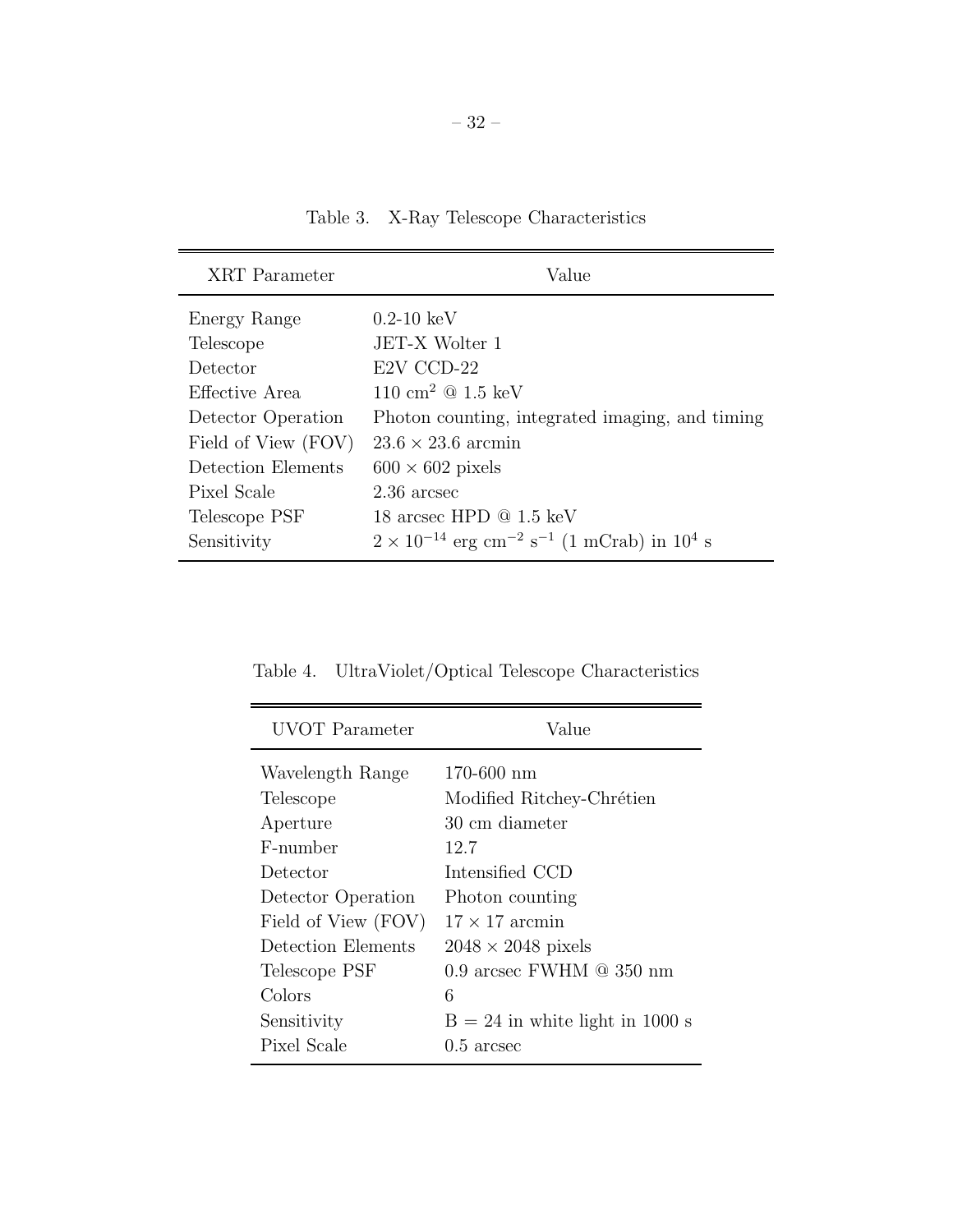Table 3. X-Ray Telescope Characteristics

| XRT Parameter | Value |
|---|---|
| Energy Range | 0.2-10 keV |
| Telescope | JET-X Wolter 1 |
| Detector | E2V CCD-22 |
| Effective Area | 110 $\text{cm}^2$ @ 1.5 keV |
| Detector Operation | Photon counting, integrated imaging, and timing |
| Field of View (FOV) | $23.6 \times 23.6$ arcmin |
| Detection Elements | $600 \times 602$ pixels |
| Pixel Scale | 2.36 arcsec |
| Telescope PSF | 18 arcsec HPD @ 1.5 keV |
| Sensitivity | $2 \times 10^{-14}$ erg $\text{cm}^{-2}$ $\text{s}^{-1}$ (1 mCrab) in $10^4$ s |

Table 4. UltraViolet/Optical Telescope Characteristics

| UVOT Parameter | Value |
|---|---|
| Wavelength Range | 170-600 nm |
| Telescope | Modified Ritchey-Chrétien |
| Aperture | 30 cm diameter |
| F-number | 12.7 |
| Detector | Intensified CCD |
| Detector Operation | Photon counting |
| Field of View (FOV) | $17 \times 17$ arcmin |
| Detection Elements | $2048 \times 2048$ pixels |
| Telescope PSF | 0.9 arcsec FWHM @ 350 nm |
| Colors | 6 |
| Sensitivity | B = 24 in white light in 1000 s |
| Pixel Scale | 0.5 arcsec |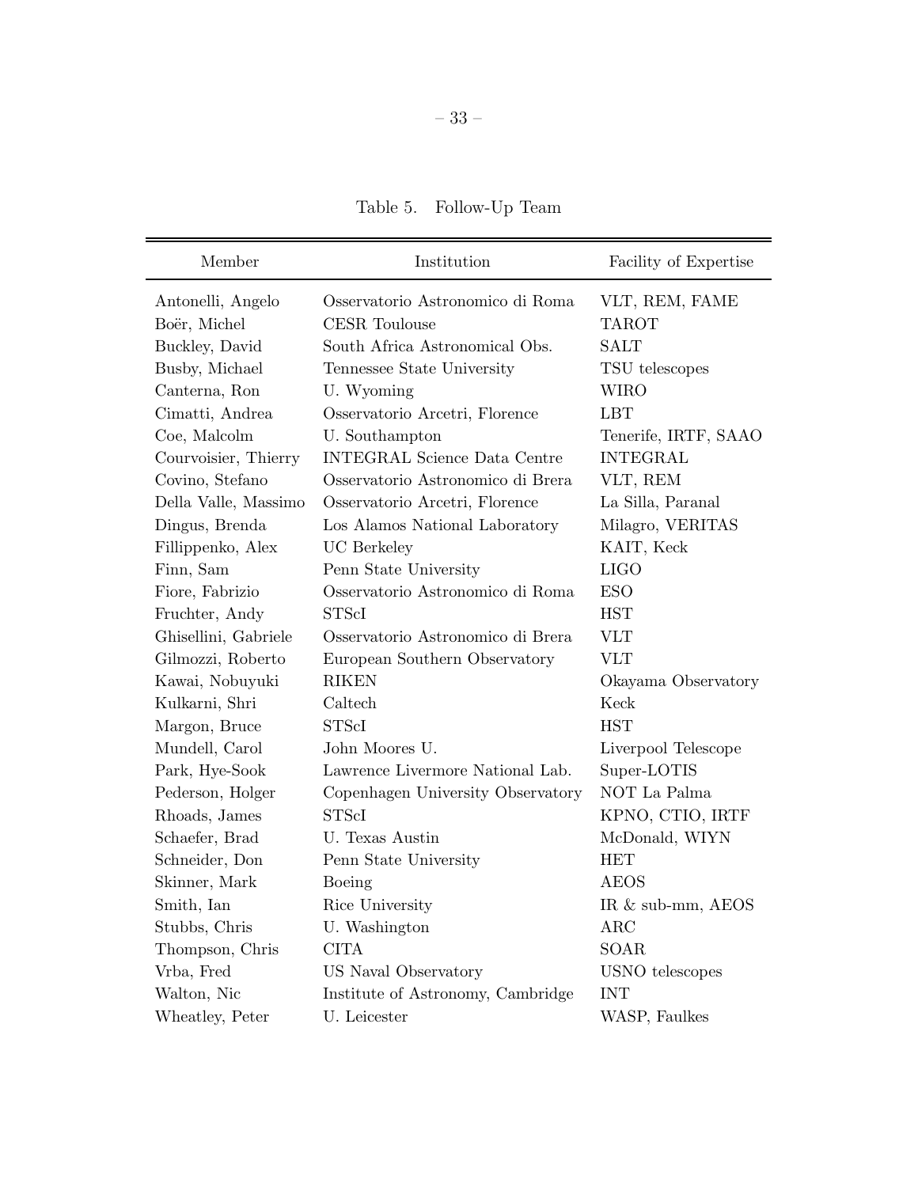Table 5. Follow-Up Team

| Member | Institution | Facility of Expertise |
|---|---|---|
| Antonelli, Angelo | Osservatorio Astronomico di Roma | VLT, REM, FAME |
| Boër, Michel | CESR Toulouse | TAROT |
| Buckley, David | South Africa Astronomical Obs. | SALT |
| Busby, Michael | Tennessee State University | TSU telescopes |
| Canterna, Ron | U. Wyoming | WIRO |
| Cimatti, Andrea | Osservatorio Arcetri, Florence | LBT |
| Coe, Malcolm | U. Southampton | Tenerife, IRTF, SAAO |
| Courvoisier, Thierry | INTEGRAL Science Data Centre | INTEGRAL |
| Covino, Stefano | Osservatorio Astronomico di Brera | VLT, REM |
| Della Valle, Massimo | Osservatorio Arcetri, Florence | La Silla, Paranal |
| Dingus, Brenda | Los Alamos National Laboratory | Milagro, VERITAS |
| Fillippenko, Alex | UC Berkeley | KAIT, Keck |
| Finn, Sam | Penn State University | LIGO |
| Fiore, Fabrizio | Osservatorio Astronomico di Roma | ESO |
| Fruchter, Andy | STScI | HST |
| Ghisellini, Gabriele | Osservatorio Astronomico di Brera | VLT |
| Gilmozzi, Roberto | European Southern Observatory | VLT |
| Kawai, Nobuyuki | RIKEN | Okayama Observatory |
| Kulkarni, Shri | Caltech | Keck |
| Margon, Bruce | STScI | HST |
| Mundell, Carol | John Moores U. | Liverpool Telescope |
| Park, Hye-Sook | Lawrence Livermore National Lab. | Super-LOTIS |
| Pederson, Holger | Copenhagen University Observatory | NOT La Palma |
| Rhoads, James | STScI | KPNO, CTIO, IRTF |
| Schaefer, Brad | U. Texas Austin | McDonald, WIYN |
| Schneider, Don | Penn State University | HET |
| Skinner, Mark | Boeing | AEOS |
| Smith, Ian | Rice University | IR & sub-mm, AEOS |
| Stubbs, Chris | U. Washington | ARC |
| Thompson, Chris | CITA | SOAR |
| Vrba, Fred | US Naval Observatory | USNO telescopes |
| Walton, Nic | Institute of Astronomy, Cambridge | INT |
| Wheatley, Peter | U. Leicester | WASP, Faulkes |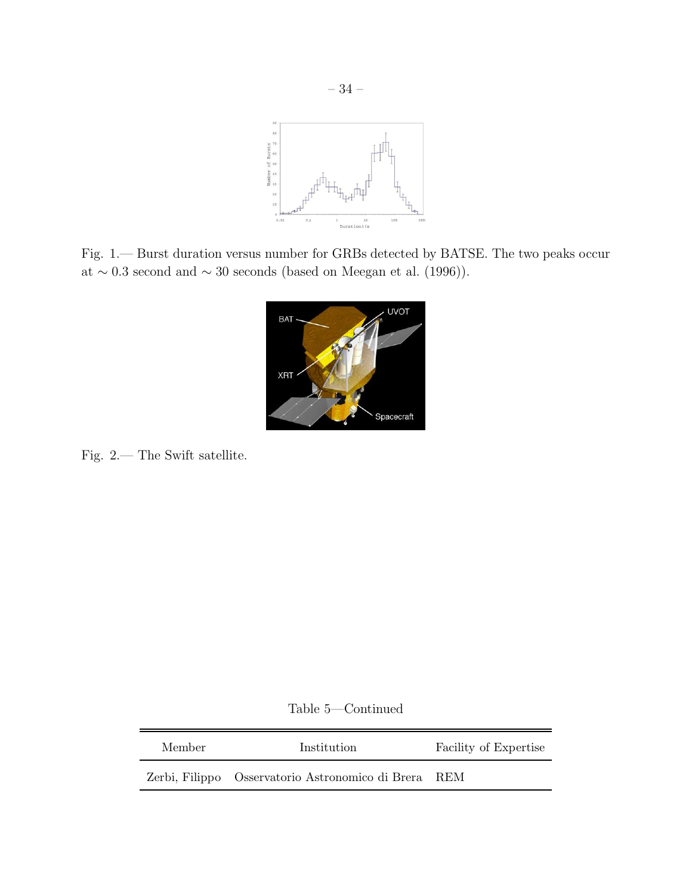Fig. 1.— Burst duration versus number for GRBs detected by BATSE. The two peaks occur at $\sim 0.3$ second and $\sim 30$ seconds (based on Meegan et al. (1996)).

Fig. 2.— The Swift satellite.

Table 5—Continued

| Member | Institution | Facility of Expertise |
| --- | --- | --- |
| Zerbi, Filippo | Osservatorio Astronomico di Brera | REM |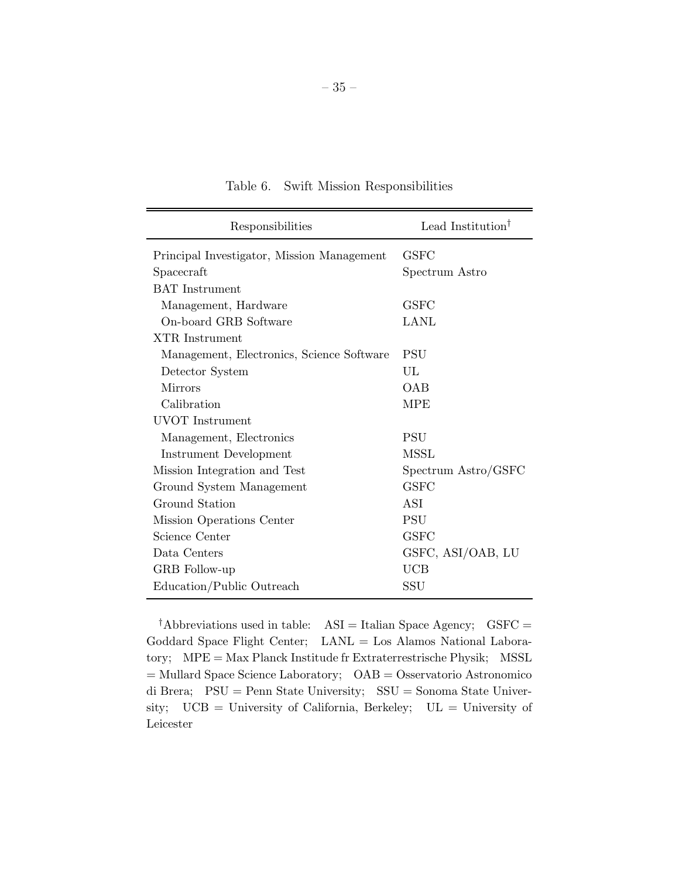Table 6. Swift Mission Responsibilities

| Responsibilities | Lead Institution† |
|---|---|
| Principal Investigator, Mission Management | GSFC |
| Spacecraft | Spectrum Astro |
| BAT Instrument | |
| Management, Hardware | GSFC |
| On-board GRB Software | LANL |
| XTR Instrument | |
| Management, Electronics, Science Software | PSU |
| Detector System | UL |
| Mirrors | OAB |
| Calibration | MPE |
| UVOT Instrument | |
| Management, Electronics | PSU |
| Instrument Development | MSSL |
| Mission Integration and Test | Spectrum Astro/GSFC |
| Ground System Management | GSFC |
| Ground Station | ASI |
| Mission Operations Center | PSU |
| Science Center | GSFC |
| Data Centers | GSFC, ASI/OAB, LU |
| GRB Follow-up | UCB |
| Education/Public Outreach | SSU |

†Abbreviations used in table: ASI = Italian Space Agency; GSFC = Goddard Space Flight Center; LANL = Los Alamos National Laboratory; MPE = Max Planck Institude fr Extraterrestrische Physik; MSSL = Mullard Space Science Laboratory; OAB = Osservatorio Astronomico di Brera; PSU = Penn State University; SSU = Sonoma State University; UCB = University of California, Berkeley; UL = University of Leicester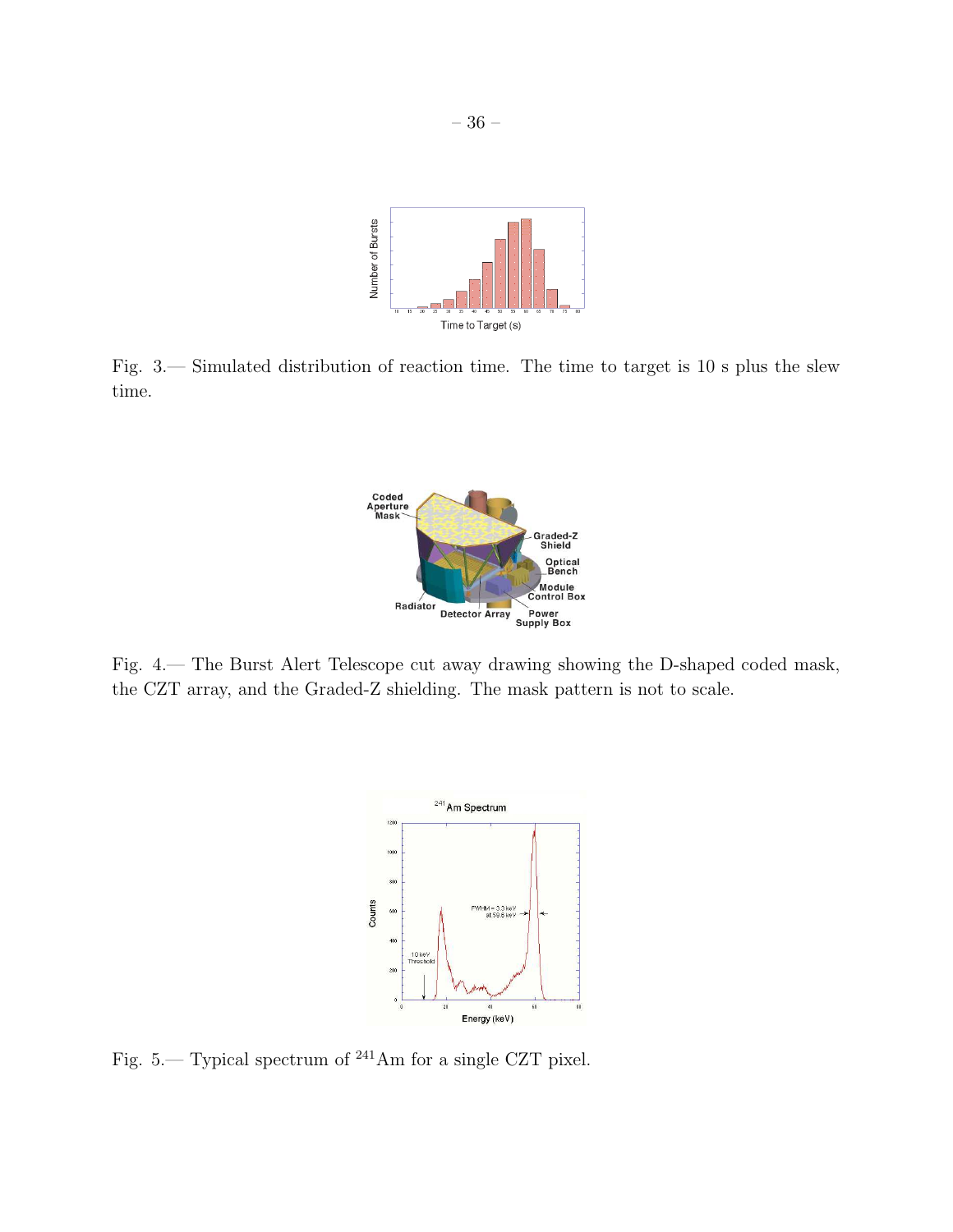Fig. 3.— Simulated distribution of reaction time. The time to target is 10 s plus the slew time.

Fig. 4.— The Burst Alert Telescope cut away drawing showing the D-shaped coded mask, the CZT array, and the Graded-Z shielding. The mask pattern is not to scale.

Fig. 5.— Typical spectrum of $^{241}$Am for a single CZT pixel.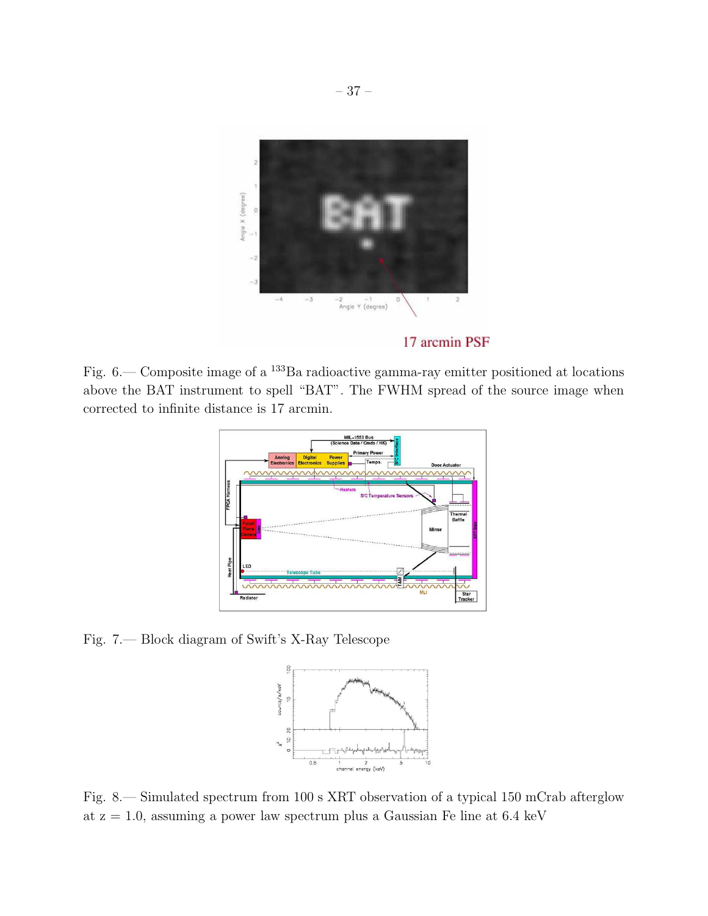Fig. 6.— Composite image of a $^{133}$Ba radioactive gamma-ray emitter positioned at locations above the BAT instrument to spell “BAT”. The FWHM spread of the source image when corrected to infinite distance is 17 arcmin.

Fig. 7.— Block diagram of Swift’s X-Ray Telescope

Fig. 8.— Simulated spectrum from 100 s XRT observation of a typical 150 mCrab afterglow at z = 1.0, assuming a power law spectrum plus a Gaussian Fe line at 6.4 keV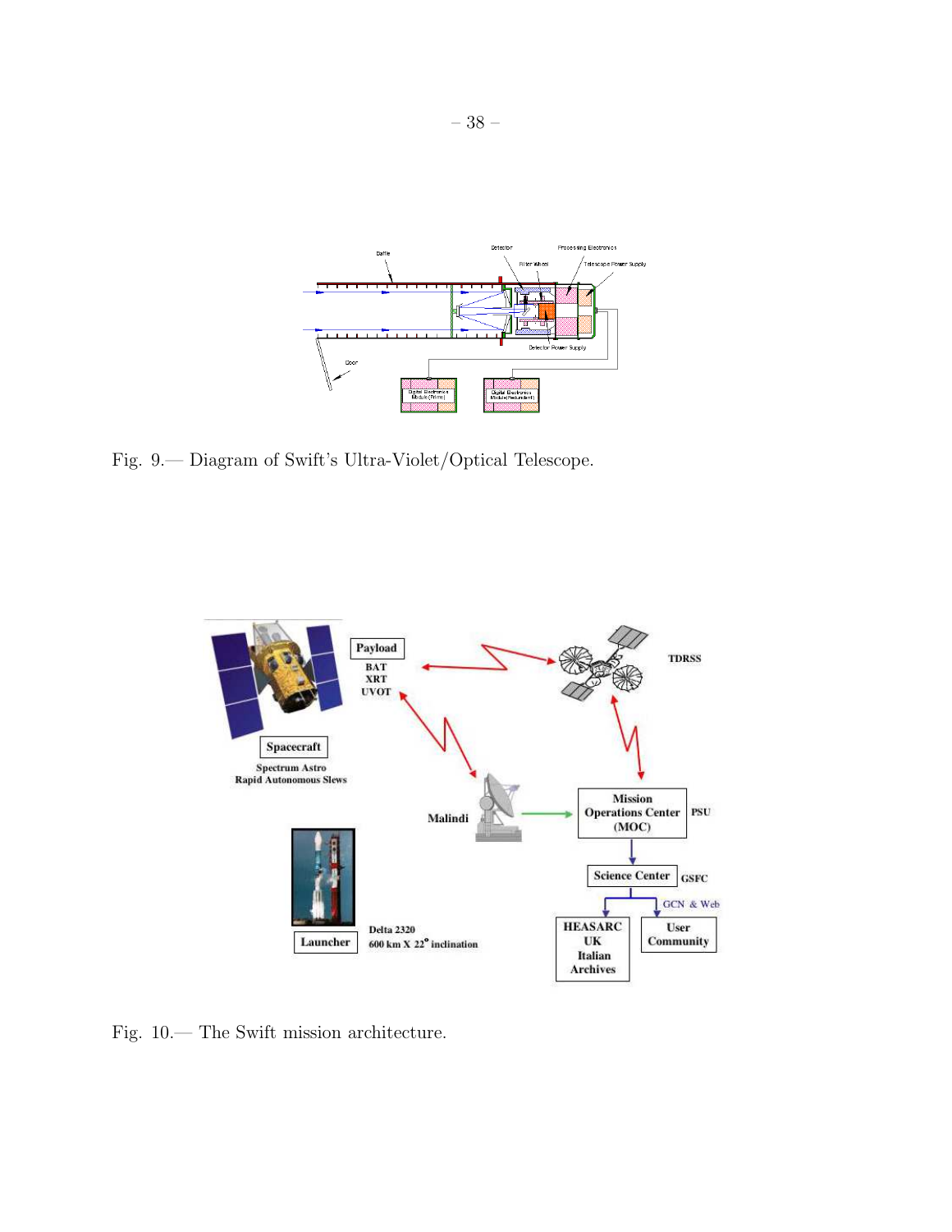Baffle

Detector

Processing Electronics

Filter Wheel

Telescope Power Supply

Detector Power Supply

Door

Digital Electronics Module (Prime)

Digital Electronics Module (Redundant)

Fig. 9.— Diagram of Swift's Ultra-Violet/Optical Telescope.

Payload

BAT

XRT

UVOT

TDRSS

Spacecraft

Spectrum Astro

Rapid Autonomous Slews

Malindi

Mission Operations Center (MOC)

PSU

Science Center

GSFC

GCN & Web

Launcher

Delta 2320

600 km X 22° inclination

HEASARC

UK

Italian

Archives

User Community

Fig. 10.— The Swift mission architecture.